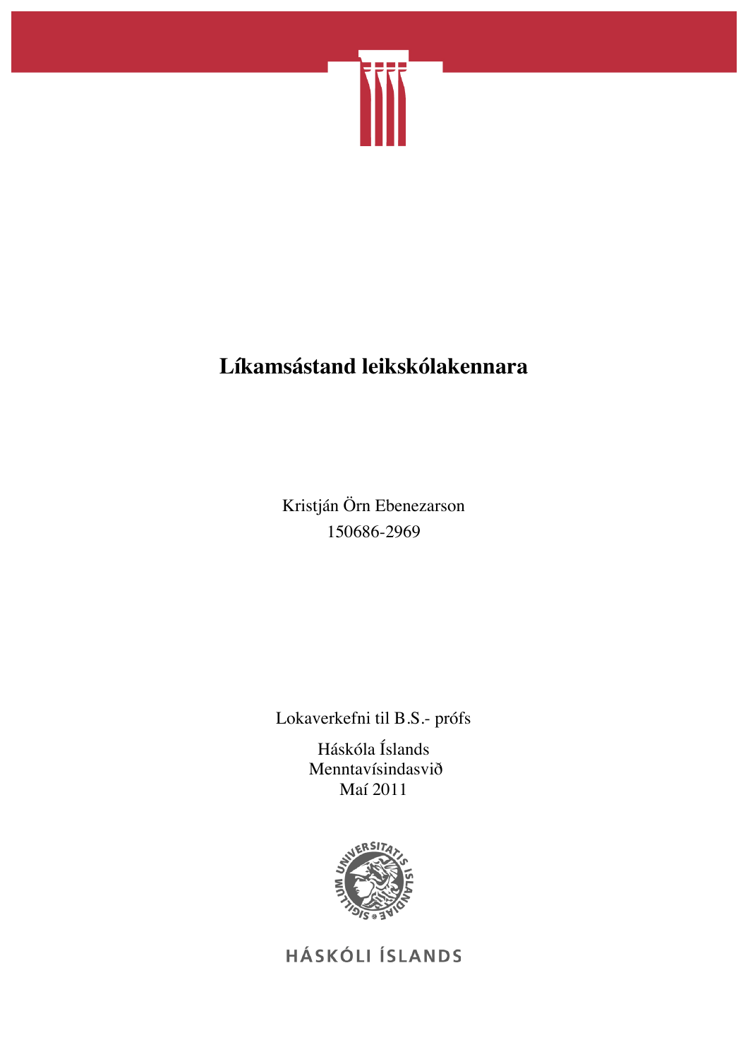# Líkamsástand leikskólakennara

Kristján Örn Ebenezarson
150686-2969

Lokaverkefni til B.S.- prófs

Háskóla Íslands
Menntavísindasvið
Maí 2011

HÁSKÓLI ÍSLANDS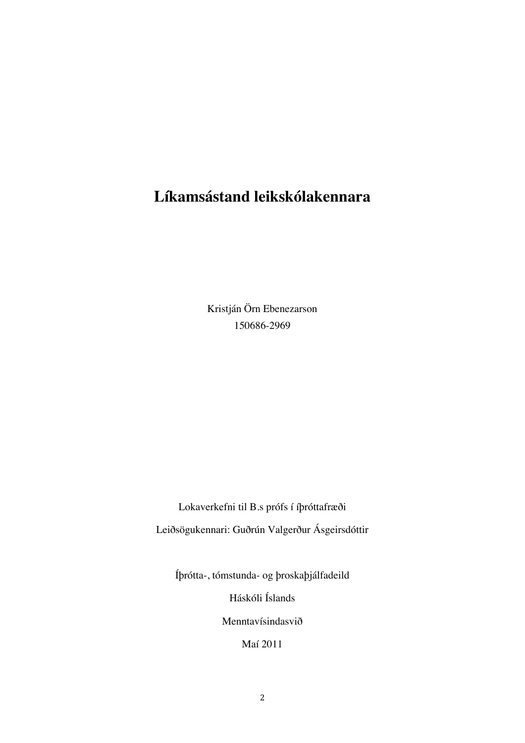# Líkamsástand leikskólakennara

Kristján Örn Ebenezarson

150686-2969

Lokaverkefni til B.s prófs í íþróttafræði

Leiðsögukennari: Guðrún Valgerður Ásgeirsdóttir

Íþrótta-, tómstunda- og þroskaþjálfadeild

Háskóli Íslands

Menntavísindasvið

Maí 2011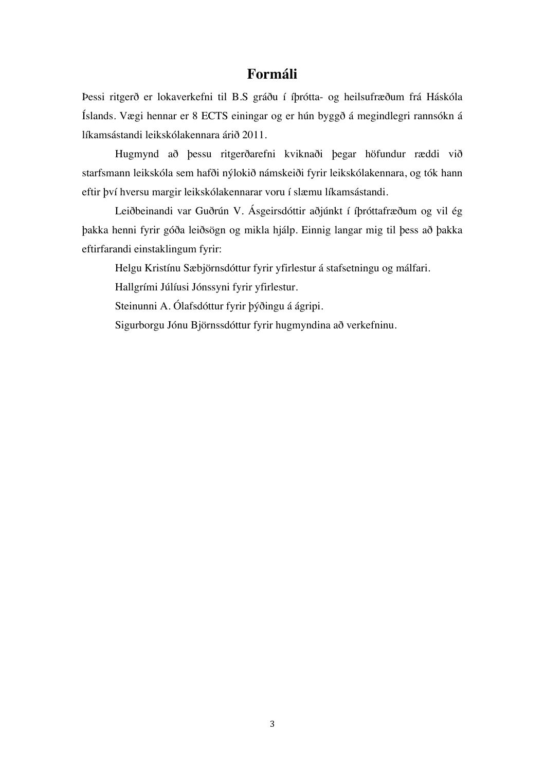# Formáli

Þessi ritgerð er lokaverkefni til B.S gráðu í íþrótta- og heilsufræðum frá Háskóla Íslands. Vægi hennar er 8 ECTS einingar og er hún byggð á megindlegri rannsókn á líkamsástandi leikskólakennara árið 2011.

Hugmynd að þessu ritgerðarefni kviknaði þegar höfundur ræddi við starfsmann leikskóla sem hafði nýlokið námskeiði fyrir leikskólakennara, og tók hann eftir því hversu margir leikskólakennarar voru í slæmu líkamsástandi.

Leiðbeinandi var Guðrún V. Ásgeirsdóttir aðjúnkt í íþróttafræðum og vil ég þakka henni fyrir góða leiðsögn og mikla hjálp. Einnig langar mig til þess að þakka eftirfarandi einstaklingum fyrir:

Helgu Kristínu Sæbjörnsdóttur fyrir yfirlestur á stafsetningu og málfari.

Hallgrími Júlíusi Jónssyni fyrir yfirlestur.

Steinunni A. Ólafsdóttur fyrir þýðingu á ágripi.

Sigurborgu Jónu Björnssdóttur fyrir hugmyndina að verkefninu.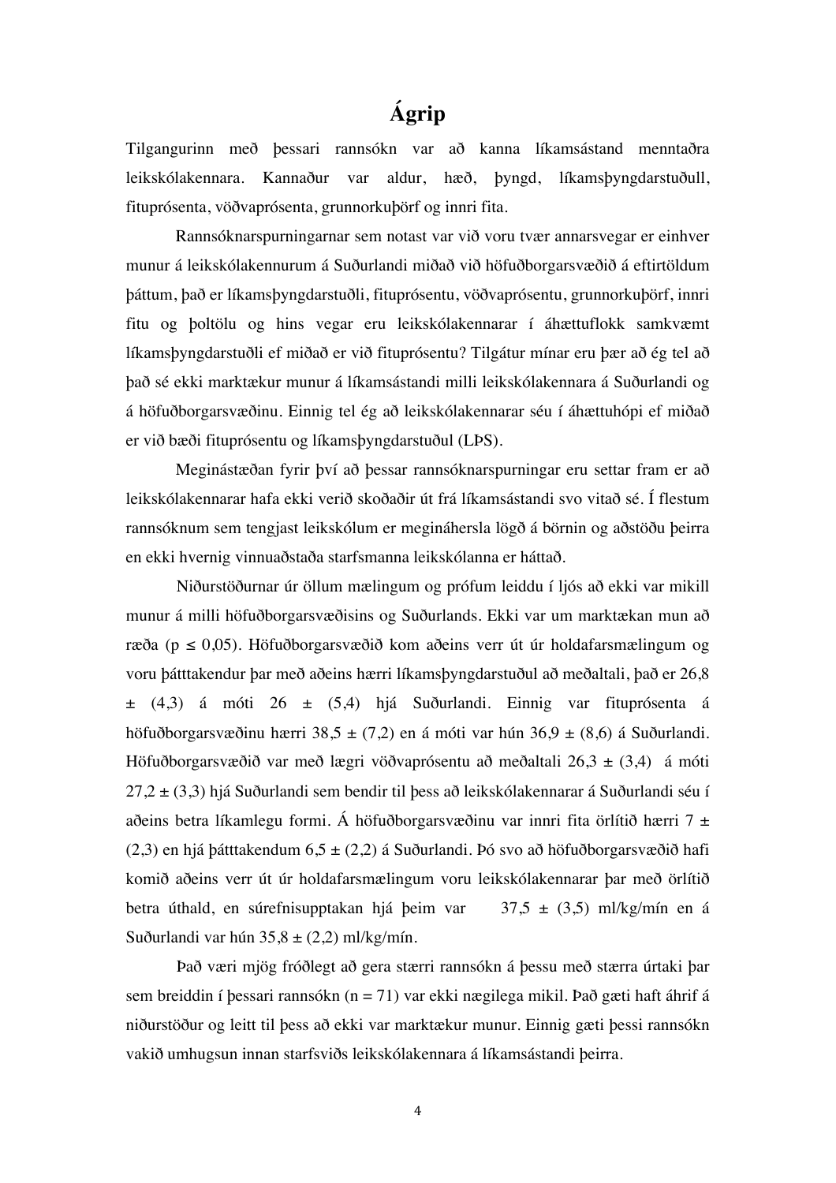# Ágrip

Tilgangurinn með þessari rannsókn var að kanna líkamsástand menntaðra leikskólakennara. Kannaður var aldur, hæð, þyngd, líkamsþyngdarstuðull, fituprósenta, vöðvaprósenta, grunnorkuþörf og innri fita.

Rannsóknarspurningarnar sem notast var við voru tvær annarsvegar er einhver munur á leikskólakennurum á Suðurlandi miðað við höfuðborgarsvæðið á eftirtöldum þáttum, það er líkamsþyngdarstuðli, fituprósentu, vöðvaprósentu, grunnorkuþörf, innri fitu og þoltölu og hins vegar eru leikskólakennarar í áhættuflokk samkvæmt líkamsþyngdarstuðli ef miðað er við fituprósentu? Tilgátur mínar eru þær að ég tel að það sé ekki marktækur munur á líkamsástandi milli leikskólakennara á Suðurlandi og á höfuðborgarsvæðinu. Einnig tel ég að leikskólakennarar séu í áhættuhópi ef miðað er við bæði fituprósentu og líkamsþyngdarstuðul (LÞS).

Meginástæðan fyrir því að þessar rannsóknarspurningar eru settar fram er að leikskólakennarar hafa ekki verið skoðaðir út frá líkamsástandi svo vitað sé. Í flestum rannsóknum sem tengjast leikskólum er megináhersla lögð á börnin og aðstöðu þeirra en ekki hvernig vinnuaðstaða starfsmanna leikskólanna er háttað.

Niðurstöðurnar úr öllum mælingum og prófum leiddu í ljós að ekki var mikill munur á milli höfuðborgarsvæðisins og Suðurlands. Ekki var um marktækan mun að ræða ($p \leq 0{,}05$). Höfuðborgarsvæðið kom aðeins verr út úr holdafarsmælingum og voru þátttakendur þar með aðeins hærri líkamsþyngdarstuðul að meðaltali, það er 26,8 ± (4,3) á móti 26 ± (5,4) hjá Suðurlandi. Einnig var fituprósenta á höfuðborgarsvæðinu hærri 38,5 ± (7,2) en á móti var hún 36,9 ± (8,6) á Suðurlandi. Höfuðborgarsvæðið var með lægri vöðvaprósentu að meðaltali 26,3 ± (3,4) á móti 27,2 ± (3,3) hjá Suðurlandi sem bendir til þess að leikskólakennarar á Suðurlandi séu í aðeins betra líkamlegu formi. Á höfuðborgarsvæðinu var innri fita örlítið hærri 7 ± (2,3) en hjá þátttakendum 6,5 ± (2,2) á Suðurlandi. Þó svo að höfuðborgarsvæðið hafi komið aðeins verr út úr holdafarsmælingum voru leikskólakennarar þar með örlítið betra úthald, en súrefnisupptakan hjá þeim var 37,5 ± (3,5) ml/kg/mín en á Suðurlandi var hún 35,8 ± (2,2) ml/kg/mín.

Það væri mjög fróðlegt að gera stærri rannsókn á þessu með stærra úrtaki þar sem breiddin í þessari rannsókn ($n = 71$) var ekki nægilega mikil. Það gæti haft áhrif á niðurstöður og leitt til þess að ekki var marktækur munur. Einnig gæti þessi rannsókn vakið umhugsun innan starfsviðs leikskólakennara á líkamsástandi þeirra.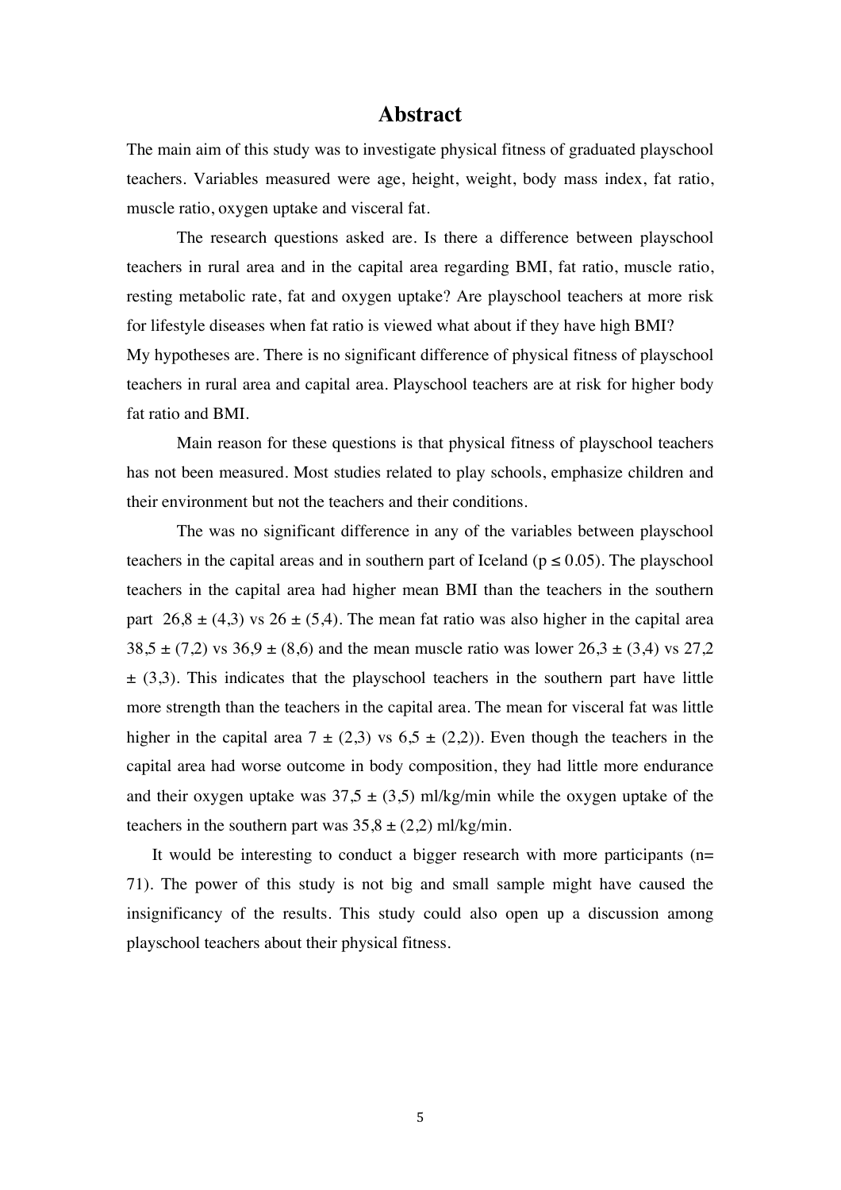# Abstract

The main aim of this study was to investigate physical fitness of graduated playschool teachers. Variables measured were age, height, weight, body mass index, fat ratio, muscle ratio, oxygen uptake and visceral fat.

The research questions asked are. Is there a difference between playschool teachers in rural area and in the capital area regarding BMI, fat ratio, muscle ratio, resting metabolic rate, fat and oxygen uptake? Are playschool teachers at more risk for lifestyle diseases when fat ratio is viewed what about if they have high BMI?
My hypotheses are. There is no significant difference of physical fitness of playschool teachers in rural area and capital area. Playschool teachers are at risk for higher body fat ratio and BMI.

Main reason for these questions is that physical fitness of playschool teachers has not been measured. Most studies related to play schools, emphasize children and their environment but not the teachers and their conditions.

The was no significant difference in any of the variables between playschool teachers in the capital areas and in southern part of Iceland ($p \leq 0.05$). The playschool teachers in the capital area had higher mean BMI than the teachers in the southern part $26{,}8 \pm (4{,}3)$ vs $26 \pm (5{,}4)$. The mean fat ratio was also higher in the capital area $38{,}5 \pm (7{,}2)$ vs $36{,}9 \pm (8{,}6)$ and the mean muscle ratio was lower $26{,}3 \pm (3{,}4)$ vs $27{,}2 \pm (3{,}3)$. This indicates that the playschool teachers in the southern part have little more strength than the teachers in the capital area. The mean for visceral fat was little higher in the capital area $7 \pm (2{,}3)$ vs $6{,}5 \pm (2{,}2)$). Even though the teachers in the capital area had worse outcome in body composition, they had little more endurance and their oxygen uptake was $37{,}5 \pm (3{,}5)$ ml/kg/min while the oxygen uptake of the teachers in the southern part was $35{,}8 \pm (2{,}2)$ ml/kg/min.

It would be interesting to conduct a bigger research with more participants ($n= 71$). The power of this study is not big and small sample might have caused the insignificancy of the results. This study could also open up a discussion among playschool teachers about their physical fitness.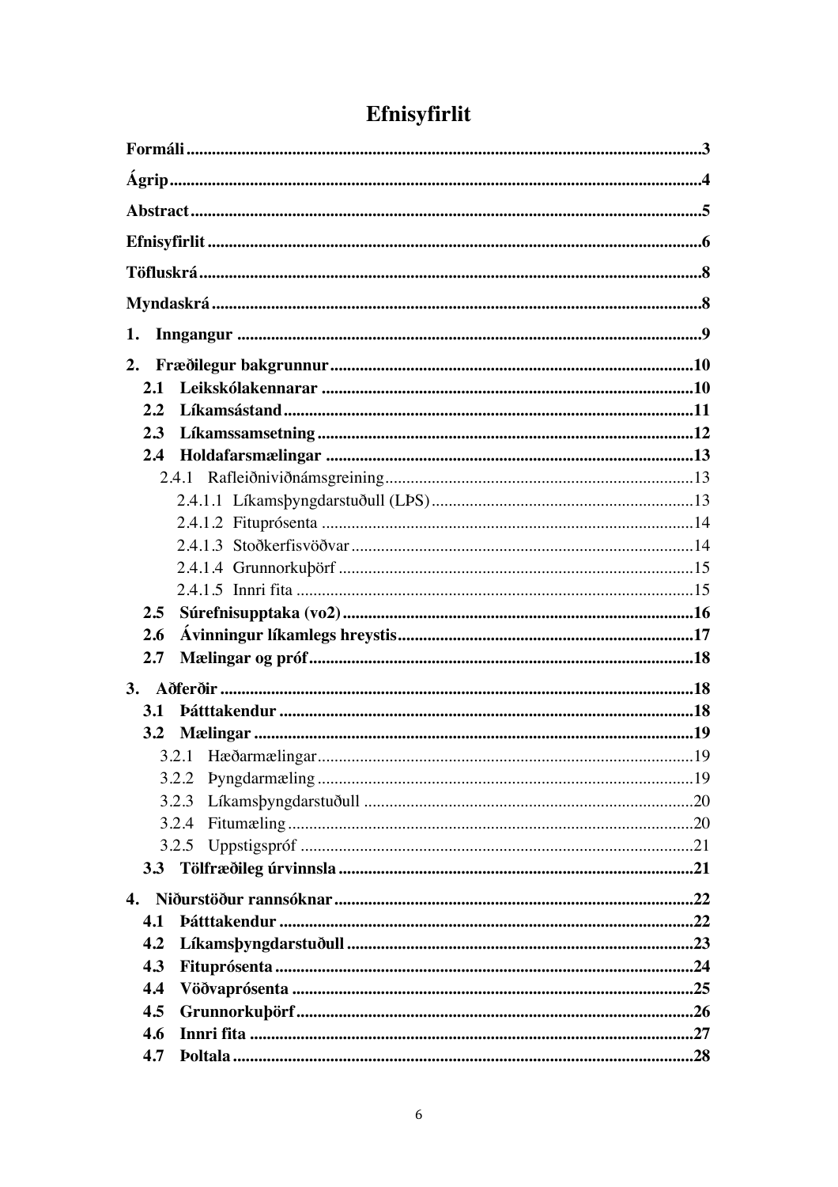# Efnisyfirlit

**Formáli** ........................................................................................................3

**Ágrip** ............................................................................................................4

**Abstract** .......................................................................................................5

**Efnisyfirlit** ...................................................................................................6

**Töfluskrá** ......................................................................................................8

**Myndaskrá** ...................................................................................................8

**1. Inngangur** ..................................................................................................9

**2. Fræðilegur bakgrunnur** ..........................................................................10

- **2.1 Leikskólakennarar** ...............................................................................10
- **2.2 Líkamsástand** .......................................................................................11
- **2.3 Líkamssamsetning** ...............................................................................12
- **2.4 Holdafarsmælingar** ..............................................................................13
  - 2.4.1 Rafleiðniviðnámsgreining ...............................................................13
    - 2.4.1.1 Líkamsþyngdarstuðull (LÞS) .....................................................13
    - 2.4.1.2 Fituprósenta ...............................................................................14
    - 2.4.1.3 Stoðkerfisvöðvar .........................................................................14
    - 2.4.1.4 Grunnorkuþörf ............................................................................15
    - 2.4.1.5 Innri fita .....................................................................................15
- **2.5 Súrefnisupptaka (vo2)** .........................................................................16
- **2.6 Ávinningur líkamlegs hreystis** ............................................................17
- **2.7 Mælingar og próf** ................................................................................18

**3. Aðferðir** ......................................................................................................18

- **3.1 Þátttakendur** ........................................................................................18
- **3.2 Mælingar** .............................................................................................19
  - 3.2.1 Hæðarmælingar ................................................................................19
  - 3.2.2 Þyngdarmæling ................................................................................19
  - 3.2.3 Líkamsþyngdarstuðull .....................................................................20
  - 3.2.4 Fitumæling .......................................................................................20
  - 3.2.5 Uppstigspróf ....................................................................................21
- **3.3 Tölfræðileg úrvinnsla** ..........................................................................21

**4. Niðurstöður rannsóknar** ...........................................................................22

- **4.1 Þátttakendur** ........................................................................................22
- **4.2 Líkamsþyngdarstuðull** ........................................................................23
- **4.3 Fituprósenta** ........................................................................................24
- **4.4 Vöðvaprósenta** ....................................................................................25
- **4.5 Grunnorkuþörf** ....................................................................................26
- **4.6 Innri fita** ..............................................................................................27
- **4.7 Þoltala** .................................................................................................28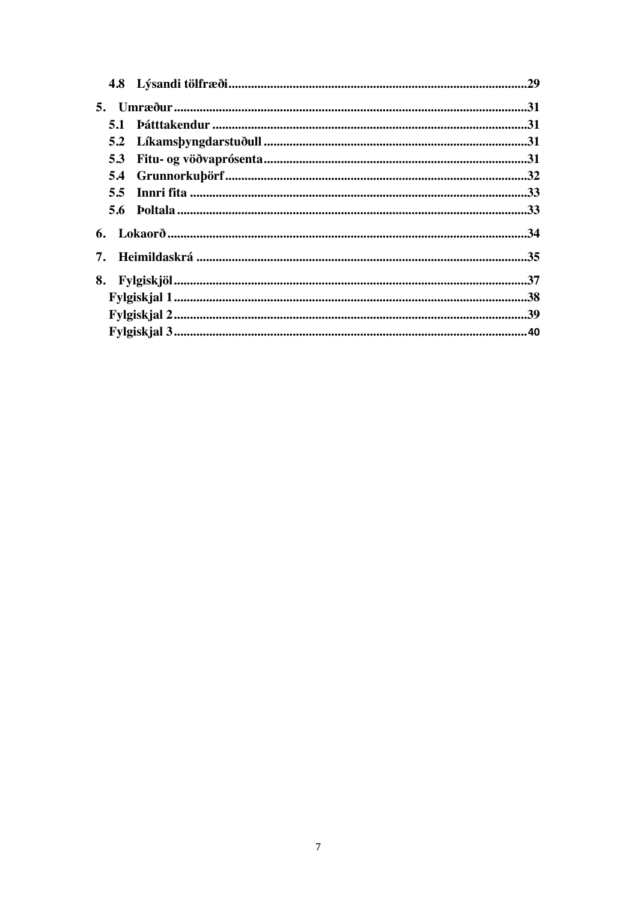4.8 Lýsandi tölfræði .....29

5. Umræður .....31
   - 5.1 Þátttakendur .....31
   - 5.2 Líkamsþyngdarstuðull .....31
   - 5.3 Fitu- og vöðvaprósenta .....31
   - 5.4 Grunnorkuþörf .....32
   - 5.5 Innri fita .....33
   - 5.6 Þoltala .....33

6. Lokaorð .....34

7. Heimildaskrá .....35

8. Fylgiskjöl .....37
   - Fylgiskjal 1 .....38
   - Fylgiskjal 2 .....39
   - Fylgiskjal 3 .....40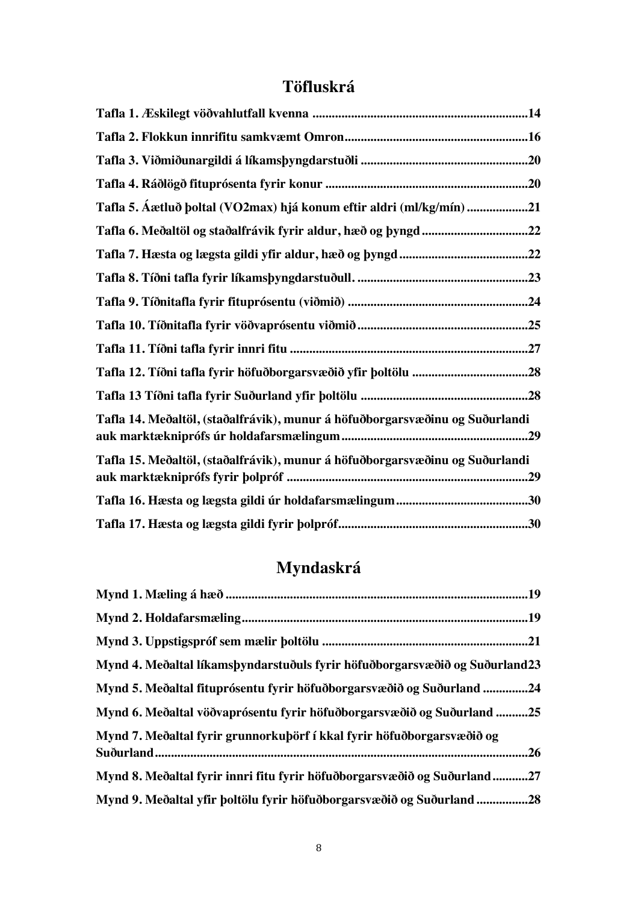# Töfluskrá

**Tafla 1. Æskilegt vöðvahlutfall kvenna ....................................................................14**

**Tafla 2. Flokkun innrifitu samkvæmt Omron...........................................................16**

**Tafla 3. Viðmiðunargildi á líkamsþyngdarstuðli .....................................................20**

**Tafla 4. Ráðlögð fituprósenta fyrir konur ................................................................20**

**Tafla 5. Áætluð þoltal (VO2max) hjá konum eftir aldri (ml/kg/mín) ...................21**

**Tafla 6. Meðaltöl og staðalfrávik fyrir aldur, hæð og þyngd .................................22**

**Tafla 7. Hæsta og lægsta gildi yfir aldur, hæð og þyngd ........................................22**

**Tafla 8. Tíðni tafla fyrir líkamsþyngdarstuðull. .....................................................23**

**Tafla 9. Tíðnitafla fyrir fituprósentu (viðmið) ........................................................24**

**Tafla 10. Tíðnitafla fyrir vöðvaprósentu viðmið .....................................................25**

**Tafla 11. Tíðni tafla fyrir innri fitu ..........................................................................27**

**Tafla 12. Tíðni tafla fyrir höfuðborgarsvæðið yfir þoltölu ....................................28**

**Tafla 13 Tíðni tafla fyrir Suðurland yfir þoltölu ....................................................28**

**Tafla 14. Meðaltöl, (staðalfrávik), munur á höfuðborgarsvæðinu og Suðurlandi auk marktækniprófs úr holdafarsmælingum ..........................................................29**

**Tafla 15. Meðaltöl, (staðalfrávik), munur á höfuðborgarsvæðinu og Suðurlandi auk marktækniprófs fyrir þolpróf ...........................................................................29**

**Tafla 16. Hæsta og lægsta gildi úr holdafarsmælingum .........................................30**

**Tafla 17. Hæsta og lægsta gildi fyrir þolpróf...........................................................30**

# Myndaskrá

**Mynd 1. Mæling á hæð .............................................................................................19**

**Mynd 2. Holdafarsmæling.........................................................................................19**

**Mynd 3. Uppstigspróf sem mælir þoltölu ................................................................21**

**Mynd 4. Meðaltal líkamsþyndarstuðuls fyrir höfuðborgarsvæðið og Suðurland23**

**Mynd 5. Meðaltal fituprósentu fyrir höfuðborgarsvæðið og Suðurland ..............24**

**Mynd 6. Meðaltal vöðvaprósentu fyrir höfuðborgarsvæðið og Suðurland ..........25**

**Mynd 7. Meðaltal fyrir grunnorkuþörf í kkal fyrir höfuðborgarsvæðið og Suðurland....................................................................................................................26**

**Mynd 8. Meðaltal fyrir innri fitu fyrir höfuðborgarsvæðið og Suðurland...........27**

**Mynd 9. Meðaltal yfir þoltölu fyrir höfuðborgarsvæðið og Suðurland ................28**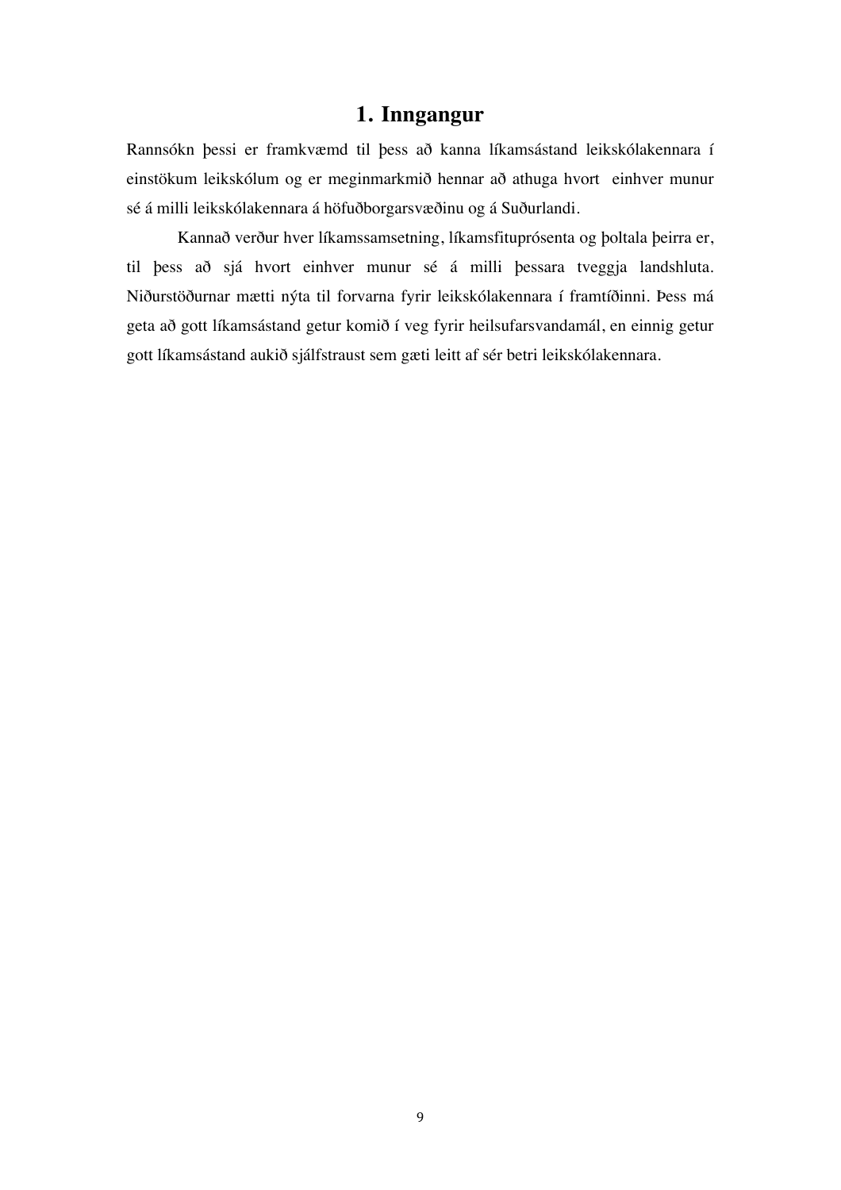# 1. Inngangur

Rannsókn þessi er framkvæmd til þess að kanna líkamsástand leikskólakennara í einstökum leikskólum og er meginmarkmið hennar að athuga hvort einhver munur sé á milli leikskólakennara á höfuðborgarsvæðinu og á Suðurlandi.

Kannað verður hver líkamssamsetning, líkamsfituprósenta og þoltala þeirra er, til þess að sjá hvort einhver munur sé á milli þessara tveggja landshluta. Niðurstöðurnar mætti nýta til forvarna fyrir leikskólakennara í framtíðinni. Þess má geta að gott líkamsástand getur komið í veg fyrir heilsufarsvandamál, en einnig getur gott líkamsástand aukið sjálfstraust sem gæti leitt af sér betri leikskólakennara.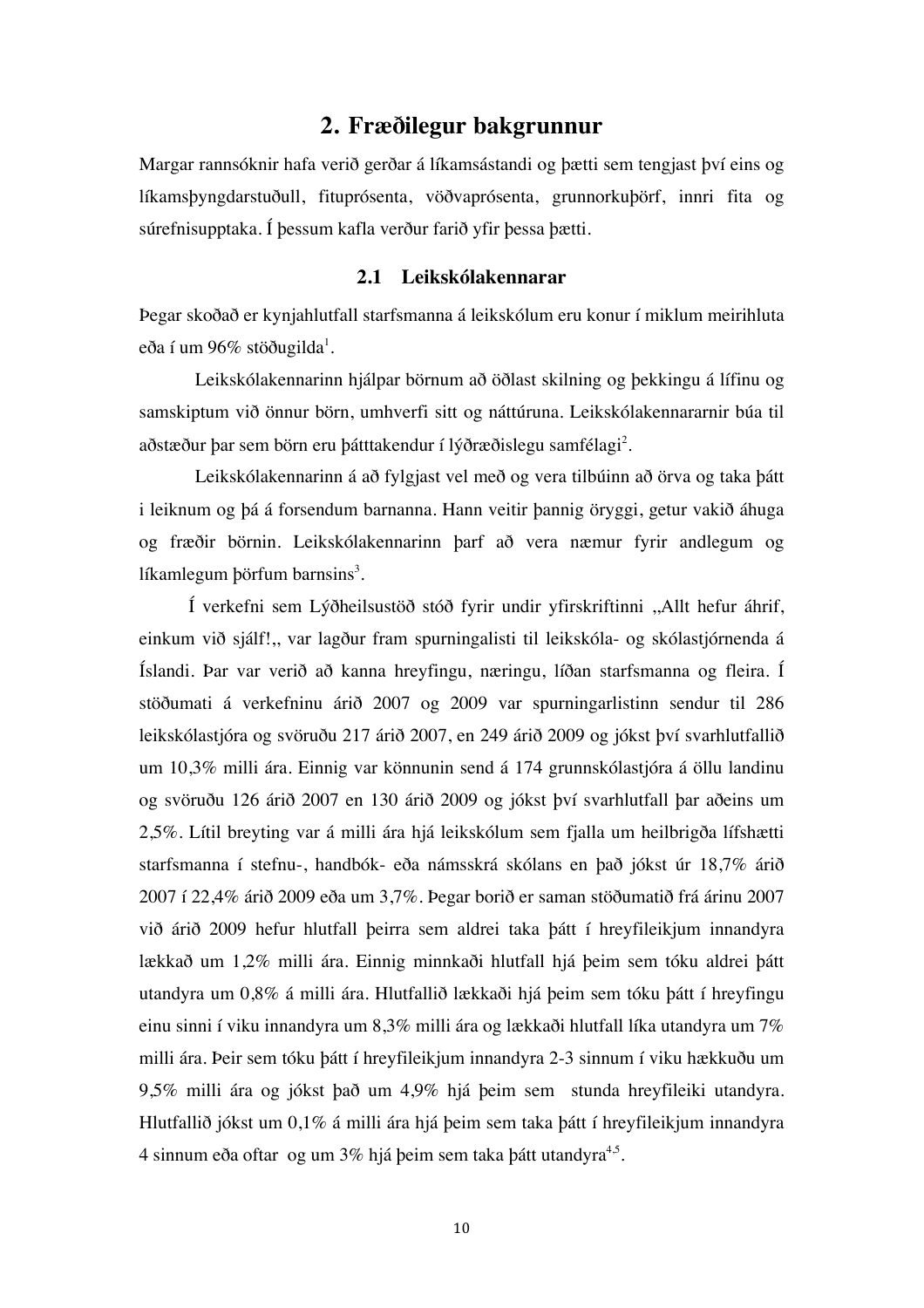# 2. Fræðilegur bakgrunnur

Margar rannsóknir hafa verið gerðar á líkamsástandi og þætti sem tengjast því eins og líkamsþyngdarstuðull, fituprósenta, vöðvaprósenta, grunnorkuþörf, innri fita og súrefnisupptaka. Í þessum kafla verður farið yfir þessa þætti.

## 2.1 Leikskólakennarar

Þegar skoðað er kynjahlutfall starfsmanna á leikskólum eru konur í miklum meirihluta eða í um 96% stöðugilda[1].

Leikskólakennarinn hjálpar börnum að öðlast skilning og þekkingu á lífinu og samskiptum við önnur börn, umhverfi sitt og náttúruna. Leikskólakennararnir búa til aðstæður þar sem börn eru þátttakendur í lýðræðislegu samfélagi[2].

Leikskólakennarinn á að fylgjast vel með og vera tilbúinn að örva og taka þátt i leiknum og þá á forsendum barnanna. Hann veitir þannig öryggi, getur vakið áhuga og fræðir börnin. Leikskólakennarinn þarf að vera næmur fyrir andlegum og líkamlegum þörfum barnsins[3].

Í verkefni sem Lýðheilsustöð stóð fyrir undir yfirskriftinni „Allt hefur áhrif, einkum við sjálf!„ var lagður fram spurningalisti til leikskóla- og skólastjórnenda á Íslandi. Þar var verið að kanna hreyfingu, næringu, líðan starfsmanna og fleira. Í stöðumati á verkefninu árið 2007 og 2009 var spurningarlistinn sendur til 286 leikskólastjóra og svöruðu 217 árið 2007, en 249 árið 2009 og jókst því svarhlutfallið um 10,3% milli ára. Einnig var könnunin send á 174 grunnskólastjóra á öllu landinu og svöruðu 126 árið 2007 en 130 árið 2009 og jókst því svarhlutfall þar aðeins um 2,5%. Lítil breyting var á milli ára hjá leikskólum sem fjalla um heilbrigða lífshætti starfsmanna í stefnu-, handbók- eða námsskrá skólans en það jókst úr 18,7% árið 2007 í 22,4% árið 2009 eða um 3,7%. Þegar borið er saman stöðumatið frá árinu 2007 við árið 2009 hefur hlutfall þeirra sem aldrei taka þátt í hreyfileikjum innandyra lækkað um 1,2% milli ára. Einnig minnkaði hlutfall hjá þeim sem tóku aldrei þátt utandyra um 0,8% á milli ára. Hlutfallið lækkaði hjá þeim sem tóku þátt í hreyfingu einu sinni í viku innandyra um 8,3% milli ára og lækkaði hlutfall líka utandyra um 7% milli ára. Þeir sem tóku þátt í hreyfileikjum innandyra 2-3 sinnum í viku hækkuðu um 9,5% milli ára og jókst það um 4,9% hjá þeim sem stunda hreyfileiki utandyra. Hlutfallið jókst um 0,1% á milli ára hjá þeim sem taka þátt í hreyfileikjum innandyra 4 sinnum eða oftar og um 3% hjá þeim sem taka þátt utandyra[4,5].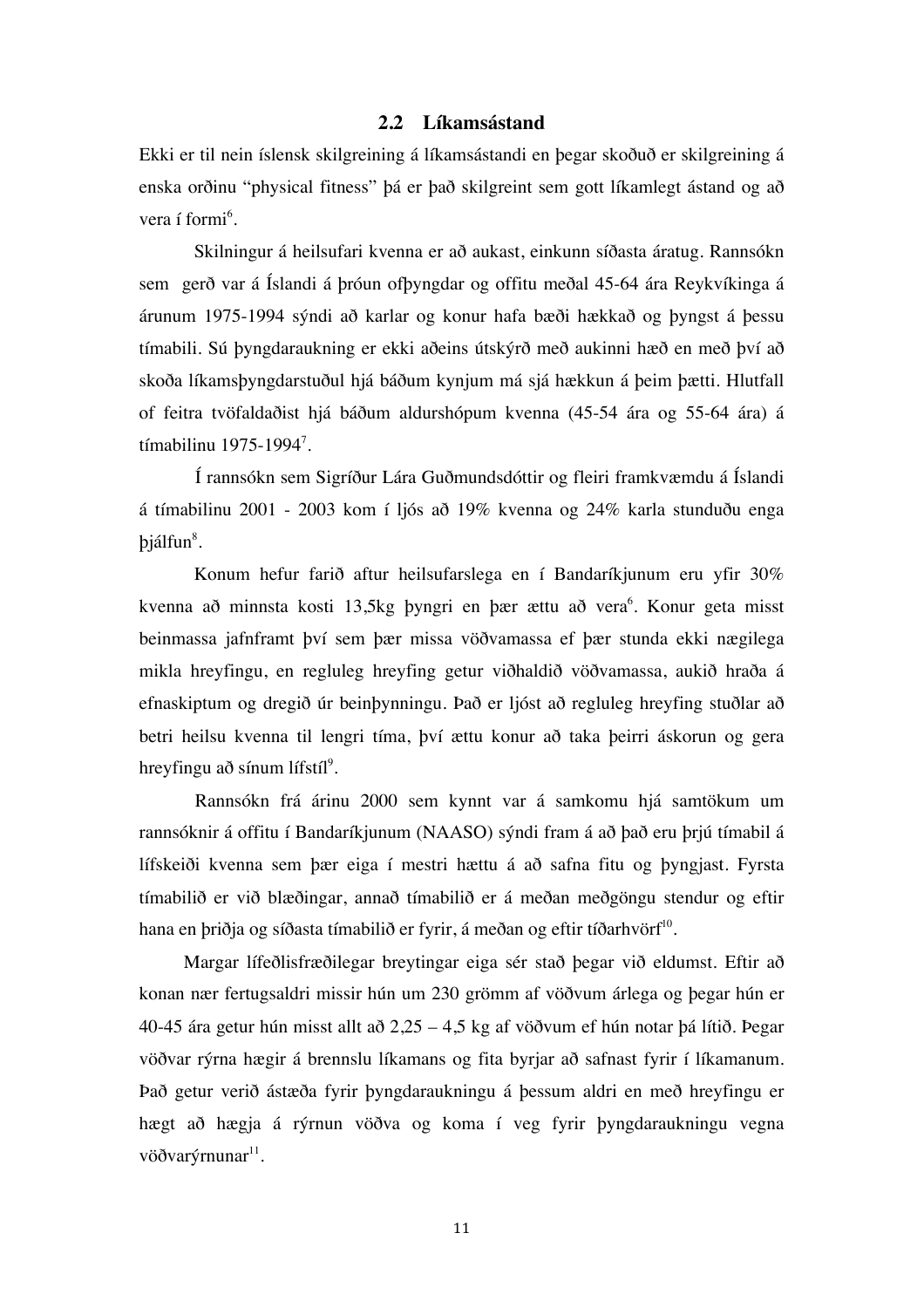## 2.2 Líkamsástand

Ekki er til nein íslensk skilgreining á líkamsástandi en þegar skoðuð er skilgreining á enska orðinu “physical fitness” þá er það skilgreint sem gott líkamlegt ástand og að vera í formi[6].

Skilningur á heilsufari kvenna er að aukast, einkunn síðasta áratug. Rannsókn sem gerð var á Íslandi á þróun ofþyngdar og offitu meðal 45-64 ára Reykvíkinga á árunum 1975-1994 sýndi að karlar og konur hafa bæði hækkað og þyngst á þessu tímabili. Sú þyngdaraukning er ekki aðeins útskýrð með aukinni hæð en með því að skoða líkamsþyngdarstuðul hjá báðum kynjum má sjá hækkun á þeim þætti. Hlutfall of feitra tvöfaldaðist hjá báðum aldurshópum kvenna (45-54 ára og 55-64 ára) á tímabilinu 1975-1994[7].

Í rannsókn sem Sigríður Lára Guðmundsdóttir og fleiri framkvæmdu á Íslandi á tímabilinu 2001 - 2003 kom í ljós að 19% kvenna og 24% karla stunduðu enga þjálfun[8].

Konum hefur farið aftur heilsufarslega en í Bandaríkjunum eru yfir 30% kvenna að minnsta kosti 13,5kg þyngri en þær ættu að vera[6]. Konur geta misst beinmassa jafnframt því sem þær missa vöðvamassa ef þær stunda ekki nægilega mikla hreyfingu, en regluleg hreyfing getur viðhaldið vöðvamassa, aukið hraða á efnaskiptum og dregið úr beinþynningu. Það er ljóst að regluleg hreyfing stuðlar að betri heilsu kvenna til lengri tíma, því ættu konur að taka þeirri áskorun og gera hreyfingu að sínum lífstíl[9].

Rannsókn frá árinu 2000 sem kynnt var á samkomu hjá samtökum um rannsóknir á offitu í Bandaríkjunum (NAASO) sýndi fram á að það eru þrjú tímabil á lífskeiði kvenna sem þær eiga í mestri hættu á að safna fitu og þyngjast. Fyrsta tímabilið er við blæðingar, annað tímabilið er á meðan meðgöngu stendur og eftir hana en þriðja og síðasta tímabilið er fyrir, á meðan og eftir tíðarhvörf[10].

Margar lífeðlisfræðilegar breytingar eiga sér stað þegar við eldumst. Eftir að konan nær fertugsaldri missir hún um 230 grömm af vöðvum árlega og þegar hún er 40-45 ára getur hún misst allt að 2,25 – 4,5 kg af vöðvum ef hún notar þá lítið. Þegar vöðvar rýrna hægir á brennslu líkamans og fita byrjar að safnast fyrir í líkamanum. Það getur verið ástæða fyrir þyngdaraukningu á þessum aldri en með hreyfingu er hægt að hægja á rýrnun vöðva og koma í veg fyrir þyngdaraukningu vegna vöðvarýrnunar[11].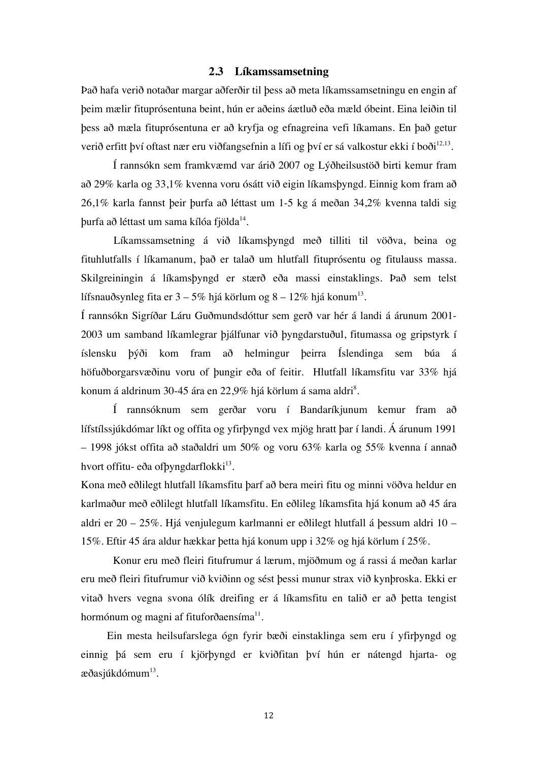## 2.3 Líkamssamsetning

Það hafa verið notaðar margar aðferðir til þess að meta líkamssamsetningu en engin af þeim mælir fituprósentuna beint, hún er aðeins áætluð eða mæld óbeint. Eina leiðin til þess að mæla fituprósentuna er að kryfja og efnagreina vefi líkamans. En það getur verið erfitt því oftast nær eru viðfangsefnin a lífi og því er sá valkostur ekki í boði[12,13].

Í rannsókn sem framkvæmd var árið 2007 og Lýðheilsustöð birti kemur fram að 29% karla og 33,1% kvenna voru ósátt við eigin líkamsþyngd. Einnig kom fram að 26,1% karla fannst þeir þurfa að léttast um 1-5 kg á meðan 34,2% kvenna taldi sig þurfa að léttast um sama kílóa fjölda[14].

Líkamssamsetning á við líkamsþyngd með tilliti til vöðva, beina og fituhlutfalls í líkamanum, það er talað um hlutfall fituprósentu og fitulauss massa. Skilgreiningin á líkamsþyngd er stærð eða massi einstaklings. Það sem telst lífsnauðsynleg fita er 3 – 5% hjá körlum og 8 – 12% hjá konum[13].

Í rannsókn Sigríðar Láru Guðmundsdóttur sem gerð var hér á landi á árunum 2001-2003 um samband líkamlegrar þjálfunar við þyngdarstuðul, fitumassa og gripstyrk í íslensku þýði kom fram að helmingur þeirra Íslendinga sem búa á höfuðborgarsvæðinu voru of þungir eða of feitir. Hlutfall líkamsfitu var 33% hjá konum á aldrinum 30-45 ára en 22,9% hjá körlum á sama aldri[8].

Í rannsóknum sem gerðar voru í Bandaríkjunum kemur fram að lífstílssjúkdómar líkt og offita og yfirþyngd vex mjög hratt þar í landi. Á árunum 1991 – 1998 jókst offita að staðaldri um 50% og voru 63% karla og 55% kvenna í annað hvort offitu- eða ofþyngdarflokki[13].

Kona með eðlilegt hlutfall líkamsfitu þarf að bera meiri fitu og minni vöðva heldur en karlmaður með eðlilegt hlutfall líkamsfitu. En eðliles líkamsfita hjá konum að 45 ára aldri er 20 – 25%. Hjá venjulegum karlmanni er eðlilegt hlutfall á þessum aldri 10 – 15%. Eftir 45 ára aldur hækkar þetta hjá konum upp i 32% og hjá körlum í 25%.

Konur eru með fleiri fitufrumur á lærum, mjöðmum og á rassi á meðan karlar eru með fleiri fitufrumur við kviðinn og sést þessi munur strax við kynþroska. Ekki er vitað hvers vegna svona ólík dreifing er á líkamsfitu en talið er að þetta tengist hormónum og magni af fituforðaensíma[11].

Ein mesta heilsufarslega ógn fyrir bæði einstaklinga sem eru í yfirþyngd og einnig þá sem eru í kjörþyngd er kviðfitan því hún er nátengd hjarta- og æðasjúkdómum[13].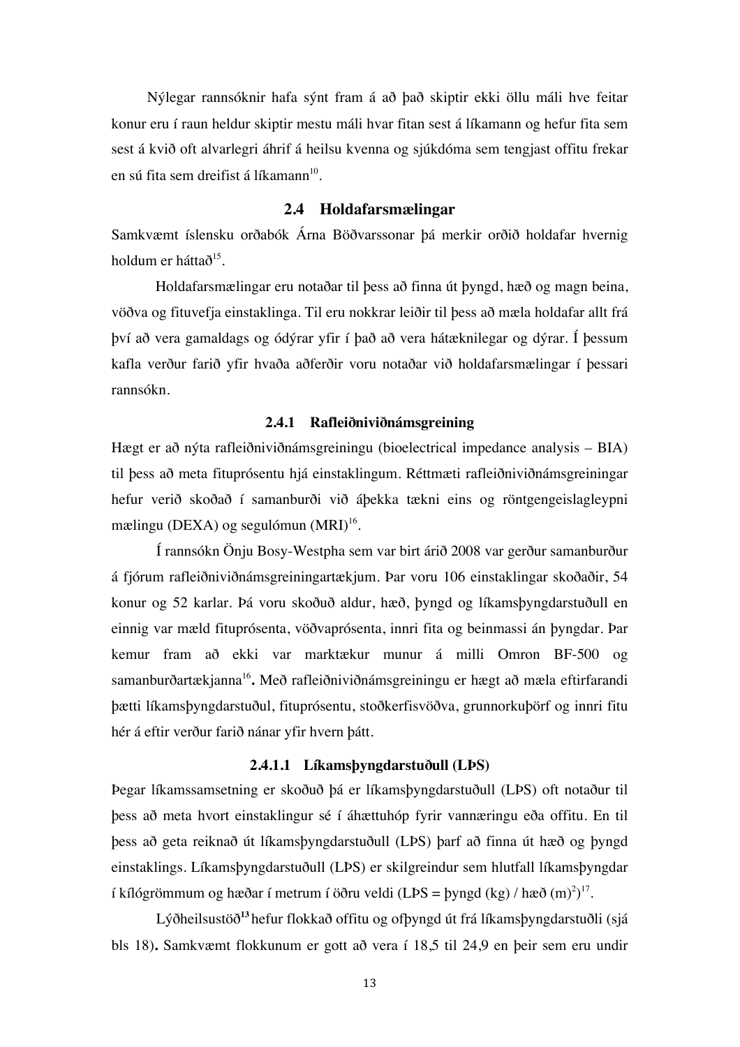Nýlegar rannsóknir hafa sýnt fram á að það skiptir ekki öllu máli hve feitar konur eru í raun heldur skiptir mestu máli hvar fitan sest á líkamann og hefur fita sem sest á kvið oft alvarlegri áhrif á heilsu kvenna og sjúkdóma sem tengjast offitu frekar en sú fita sem dreifist á líkamann[10].

## 2.4 Holdafarsmælingar

Samkvæmt íslensku orðabók Árna Böðvarssonar þá merkir orðið holdafar hvernig holdum er háttað[15].

Holdafarsmælingar eru notaðar til þess að finna út þyngd, hæð og magn beina, vöðva og fituvefja einstaklinga. Til eru nokkrar leiðir til þess að mæla holdafar allt frá því að vera gamaldags og ódýrar yfir í það að vera hátæknilegar og dýrar. Í þessum kafla verður farið yfir hvaða aðferðir voru notaðar við holdafarsmælingar í þessari rannsókn.

### 2.4.1 Rafleiðniviðnámsgreining

Hægt er að nýta rafleiðniviðnámsgreiningu (bioelectrical impedance analysis – BIA) til þess að meta fituprósentu hjá einstaklingum. Réttmæti rafleiðniviðnámsgreiningar hefur verið skoðað í samanburði við áþekka tækni eins og röntgengeislagleypni mælingu (DEXA) og segulómun (MRI)[16].

Í rannsókn Önju Bosy-Westpha sem var birt árið 2008 var gerður samanburður á fjórum rafleiðniviðnámsgreiningartækjum. Þar voru 106 einstaklingar skoðaðir, 54 konur og 52 karlar. Þá voru skoðuð aldur, hæð, þyngd og líkamsþyngdarstuðull en einnig var mæld fituprósenta, vöðvaprósenta, innri fita og beinmassi án þyngdar. Þar kemur fram að ekki var marktækur munur á milli Omron BF-500 og samanburðartækjanna[16]**.** Með rafleiðniviðnámsgreiningu er hægt að mæla eftirfarandi þætti líkamsþyngdarstuðul, fituprósentu, stoðkerfisvöðva, grunnorkuþörf og innri fitu hér á eftir verður farið nánar yfir hvern þátt.

#### 2.4.1.1 Líkamsþyngdarstuðull (LÞS)

Þegar líkamssamsetning er skoðuð þá er líkamsþyngdarstuðull (LÞS) oft notaður til þess að meta hvort einstaklingur sé í áhættuhóp fyrir vannæringu eða offitu. En til þess að geta reiknað út líkamsþyngdarstuðull (LÞS) þarf að finna út hæð og þyngd einstaklings. Líkamsþyngdarstuðull (LÞS) er skilgreindur sem hlutfall líkamsþyngdar í kílógrömmum og hæðar í metrum í öðru veldi (LÞS = þyngd (kg) / hæð $(m)^2$)[17].

Lýðheilsustöð**[13]** hefur flokkað offitu og ofþyngd út frá líkamsþyngdarstuðli (sjá bls 18)**.** Samkvæmt flokkunum er gott að vera í 18,5 til 24,9 en þeir sem eru undir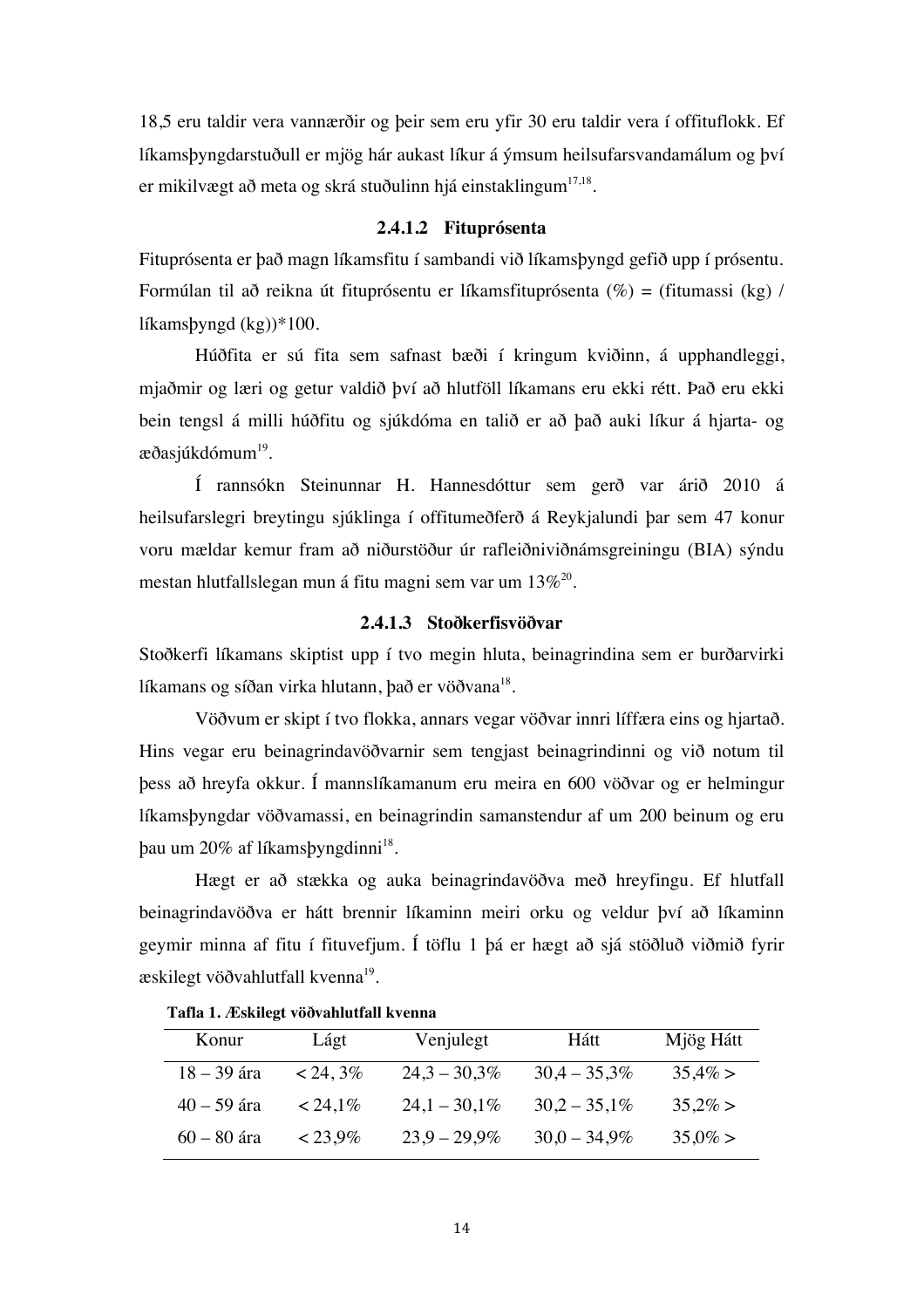18,5 eru taldir vera vannærðir og þeir sem eru yfir 30 eru taldir vera í offituflokk. Ef líkamsþyngdarstuðull er mjög hár aukast líkur á ýmsum heilsufarsvandamálum og því er mikilvægt að meta og skrá stuðulinn hjá einstaklingum[17,18].

#### 2.4.1.2 Fituprósenta

Fituprósenta er það magn líkamsfitu í sambandi við líkamsþyngd gefið upp í prósentu. Formúlan til að reikna út fituprósentu er líkamsfituprósenta (%) = (fitumassi (kg) / líkamsþyngd (kg))*100.

Húðfita er sú fita sem safnast bæði í kringum kviðinn, á upphandleggi, mjaðmir og læri og getur valdið því að hlutföll líkamans eru ekki rétt. Það eru ekki bein tengsl á milli húðfitu og sjúkdóma en talið er að það auki líkur á hjarta- og æðasjúkdómum[19].

Í rannsókn Steinunnar H. Hannesdóttur sem gerð var árið 2010 á heilsufarslegri breytingu sjúklinga í offitumeðferð á Reykjalundi þar sem 47 konur voru mældar kemur fram að niðurstöður úr rafleiðniviðnámsgreiningu (BIA) sýndu mestan hlutfallslegan mun á fitu magni sem var um 13%[20].

#### 2.4.1.3 Stoðkerfisvöðvar

Stoðkerfi líkamans skiptist upp í tvo megin hluta, beinagrindina sem er burðarvirki líkamans og síðan virka hlutann, það er vöðvana[18].

Vöðvum er skipt í tvo flokka, annars vegar vöðvar innri líffæra eins og hjartað. Hins vegar eru beinagrindavöðvarnir sem tengjast beinagrindinni og við notum til þess að hreyfa okkur. Í mannslíkamanum eru meira en 600 vöðvar og er helmingur líkamsþyngdar vöðvamassi, en beinagrindin samanstendur af um 200 beinum og eru þau um 20% af líkamsþyngdinni[18].

Hægt er að stækka og auka beinagrindavöðva með hreyfingu. Ef hlutfall beinagrindavöðva er hátt brennir líkaminn meiri orku og veldur því að líkaminn geymir minna af fitu í fituvefjum. Í töflu 1 þá er hægt að sjá stöðluð viðmið fyrir æskilegt vöðvahlutfall kvenna[19].

**Tafla 1. Æskilegt vöðvahlutfall kvenna**

| Konur | Lágt | Venjulegt | Hátt | Mjög Hátt |
|---|---|---|---|---|
| 18 – 39 ára | < 24, 3% | 24,3 – 30,3% | 30,4 – 35,3% | 35,4% > |
| 40 – 59 ára | < 24,1% | 24,1 – 30,1% | 30,2 – 35,1% | 35,2% > |
| 60 – 80 ára | < 23,9% | 23,9 – 29,9% | 30,0 – 34,9% | 35,0% > |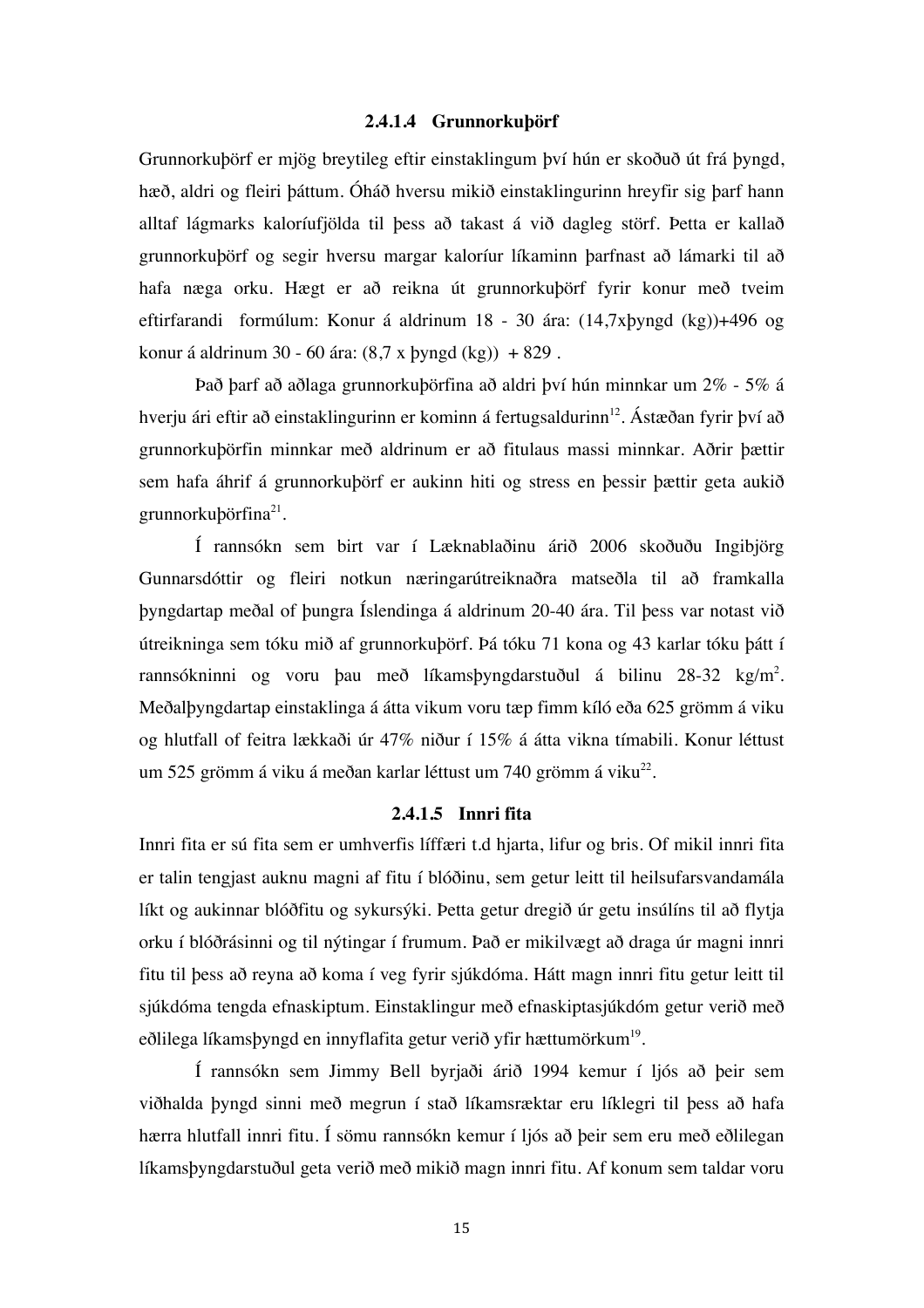#### 2.4.1.4 Grunnorkuþörf

Grunnorkuþörf er mjög breytileg eftir einstaklingum því hún er skoðuð út frá þyngd, hæð, aldri og fleiri þáttum. Óháð hversu mikið einstaklingurinn hreyfir sig þarf hann alltaf lágmarks kaloríufjölda til þess að takast á við dagleg störf. Þetta er kallað grunnorkuþörf og segir hversu margar kaloríur líkaminn þarfnast að lámarki til að hafa næga orku. Hægt er að reikna út grunnorkuþörf fyrir konur með tveim eftirfarandi formúlum: Konur á aldrinum 18 - 30 ára: (14,7xþyngd (kg))+496 og konur á aldrinum 30 - 60 ára: (8,7 x þyngd (kg)) + 829 .

Það þarf að aðlaga grunnorkuþörfina að aldri því hún minnkar um 2% - 5% á hverju ári eftir að einstaklingurinn er kominn á fertugsaldurinn[12]. Ástæðan fyrir því að grunnorkuþörfin minnkar með aldrinum er að fitulaus massi minnkar. Aðrir þættir sem hafa áhrif á grunnorkuþörf er aukinn hiti og stress en þessir þættir geta aukið grunnorkuþörfina[21].

Í rannsókn sem birt var í Læknablaðinu árið 2006 skoðuðu Ingibjörg Gunnarsdóttir og fleiri notkun næringarútreiknaðra matseðla til að framkalla þyngdartap meðal of þungra Íslendinga á aldrinum 20-40 ára. Til þess var notast við útreikninga sem tóku mið af grunnorkuþörf. Þá tóku 71 kona og 43 karlar tóku þátt í rannsókninni og voru þau með líkamsþyngdarstuðul á bilinu 28-32 $kg/m^2$. Meðalþyngdartap einstaklinga á átta vikum voru tæp fimm kíló eða 625 grömm á viku og hlutfall of feitra lækkaði úr 47% niður í 15% á átta vikna tímabili. Konur léttust um 525 grömm á viku á meðan karlar léttust um 740 grömm á viku[22].

#### 2.4.1.5 Innri fita

Innri fita er sú fita sem er umhverfis líffæri t.d hjarta, lifur og bris. Of mikil innri fita er talin tengjast auknu magni af fitu í blóðinu, sem getur leitt til heilsufarsvandamála líkt og aukinnar blóðfitu og sykursýki. Þetta getur dregið úr getu insúlíns til að flytja orku í blóðrásinni og til nýtingar í frumum. Það er mikilvægt að draga úr magni innri fitu til þess að reyna að koma í veg fyrir sjúkdóma. Hátt magn innri fitu getur leitt til sjúkdóma tengda efnaskiptum. Einstaklingur með efnaskiptasjúkdóm getur verið með eðlilega líkamsþyngd en innyflafita getur verið yfir hættumörkum[19].

Í rannsókn sem Jimmy Bell byrjaði árið 1994 kemur í ljós að þeir sem viðhalda þyngd sinni með megrun í stað líkamsræktar eru líklegri til þess að hafa hærra hlutfall innri fitu. Í sömu rannsókn kemur í ljós að þeir sem eru með eðlilegan líkamsþyngdarstuðul geta verið með mikið magn innri fitu. Af konum sem taldar voru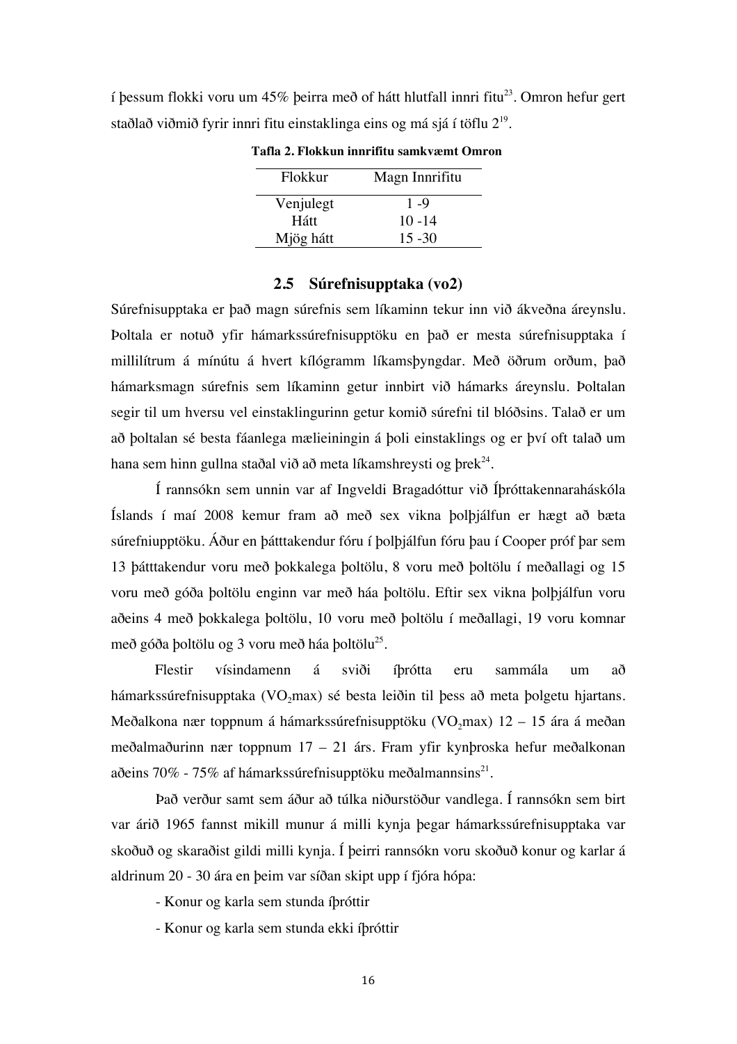í þessum flokki voru um 45% þeirra með of hátt hlutfall innri fitu[23]. Omron hefur gert staðlað viðmið fyrir innri fitu einstaklinga eins og má sjá í töflu 2[19].

**Tafla 2. Flokkun innrifitu samkvæmt Omron**

| Flokkur | Magn Innrifitu |
|---|---|
| Venjulegt | 1 -9 |
| Hátt | 10 -14 |
| Mjög hátt | 15 -30 |

## 2.5 Súrefnisupptaka (vo2)

Súrefnisupptaka er það magn súrefnis sem líkaminn tekur inn við ákveðna áreynslu. Þoltala er notuð yfir hámarkssúrefnisupptöku en það er mesta súrefnisupptaka í millilítrum á mínútu á hvert kílógramm líkamsþyngdar. Með öðrum orðum, það hámarksmagn súrefnis sem líkaminn getur innbirt við hámarks áreynslu. Þoltalan segir til um hversu vel einstaklingurinn getur komið súrefni til blóðsins. Talað er um að þoltalan sé besta fáanlega mælieiningin á þoli einstaklings og er því oft talað um hana sem hinn gullna staðal við að meta líkamshreysti og þrek[24].

Í rannsókn sem unnin var af Ingveldi Bragadóttur við Íþróttakennaraháskóla Íslands í maí 2008 kemur fram að með sex vikna þolþjálfun er hægt að bæta súrefniupptöku. Áður en þátttakendur fóru í þolþjálfun fóru þau í Cooper próf þar sem 13 þátttakendur voru með þokkalega þoltölu, 8 voru með þoltölu í meðallagi og 15 voru með góða þoltölu enginn var með háa þoltölu. Eftir sex vikna þolþjálfun voru aðeins 4 með þokkalega þoltölu, 10 voru með þoltölu í meðallagi, 19 voru komnar með góða þoltölu og 3 voru með háa þoltölu[25].

Flestir vísindamenn á sviði íþrótta eru sammála um að hámarkssúrefnisupptaka ($VO_2$max) sé besta leiðin til þess að meta þolgetu hjartans. Meðalkona nær toppnum á hámarkssúrefnisupptöku ($VO_2$max) 12 – 15 ára á meðan meðalmaðurinn nær toppnum 17 – 21 árs. Fram yfir kynþroska hefur meðalkonan aðeins 70% - 75% af hámarkssúrefnisupptöku meðalmannsins[21].

Það verður samt sem áður að túlka niðurstöður vandlega. Í rannsókn sem birt var árið 1965 fannst mikill munur á milli kynja þegar hámarkssúrefnisupptaka var skoðuð og skaraðist gildi milli kynja. Í þeirri rannsókn voru skoðuð konur og karlar á aldrinum 20 - 30 ára en þeim var síðan skipt upp í fjóra hópa:

- Konur og karla sem stunda íþróttir
- Konur og karla sem stunda ekki íþróttir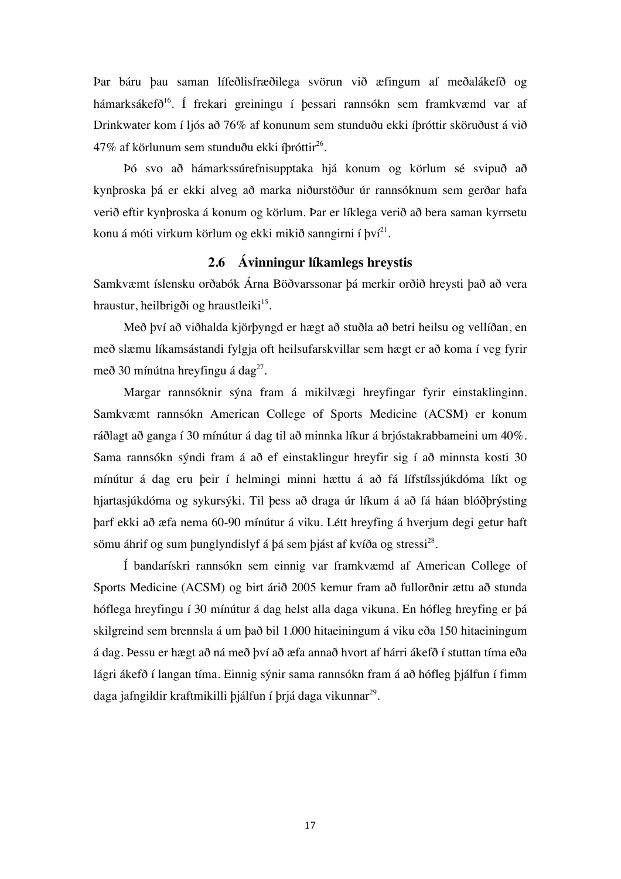Þar báru þau saman lífeðlisfræðilega svörun við æfingum af meðalákefð og hámarksákefð[16]. Í frekari greiningu í þessari rannsókn sem framkvæmd var af Drinkwater kom í ljós að 76% af konunum sem stunduðu ekki íþróttir sköruðust á við 47% af körlunum sem stunduðu ekki íþróttir[26].

Þó svo að hámarkssúrefnisupptaka hjá konum og körlum sé svipuð að kynþroska þá er ekki alveg að marka niðurstöður úr rannsóknum sem gerðar hafa verið eftir kynþroska á konum og körlum. Þar er líklega verið að bera saman kyrrsetu konu á móti virkum körlum og ekki mikið sanngirni í því[21].

## 2.6 Ávinningur líkamlegs hreystis

Samkvæmt íslensku orðabók Árna Böðvarssonar þá merkir orðið hreysti það að vera hraustur, heilbrigði og hraustleiki[15].

Með því að viðhalda kjörþyngd er hægt að stuðla að betri heilsu og vellíðan, en með slæmu líkamsástandi fylgja oft heilsufarskvillar sem hægt er að koma í veg fyrir með 30 mínútna hreyfingu á dag[27].

Margar rannsóknir sýna fram á mikilvægi hreyfingar fyrir einstaklinginn. Samkvæmt rannsókn American College of Sports Medicine (ACSM) er konum ráðlagt að ganga í 30 mínútur á dag til að minnka líkur á brjóstakrabbameini um 40%. Sama rannsókn sýndi fram á að ef einstaklingur hreyfir sig í að minnsta kosti 30 mínútur á dag eru þeir í helmingi minni hættu á að fá lífstílssjúkdóma líkt og hjartasjúkdóma og sykursýki. Til þess að draga úr líkum á að fá háan blóðþrýsting þarf ekki að æfa nema 60-90 mínútur á viku. Létt hreyfing á hverjum degi getur haft sömu áhrif og sum þunglyndislyf á þá sem þjást af kvíða og stressi[28].

Í bandarískri rannsókn sem einnig var framkvæmd af American College of Sports Medicine (ACSM) og birt árið 2005 kemur fram að fullorðnir ættu að stunda hóflega hreyfingu í 30 mínútur á dag helst alla daga vikuna. En hófleg hreyfing er þá skilgreind sem brennsla á um það bil 1.000 hitaeiningum á viku eða 150 hitaeiningum á dag. Þessu er hægt að ná með því að æfa annað hvort af hárri ákefð í stuttan tíma eða lágri ákefð í langan tíma. Einnig sýnir sama rannsókn fram á að hófleg þjálfun í fimm daga jafngildir kraftmikilli þjálfun í þrjá daga vikunnar[29].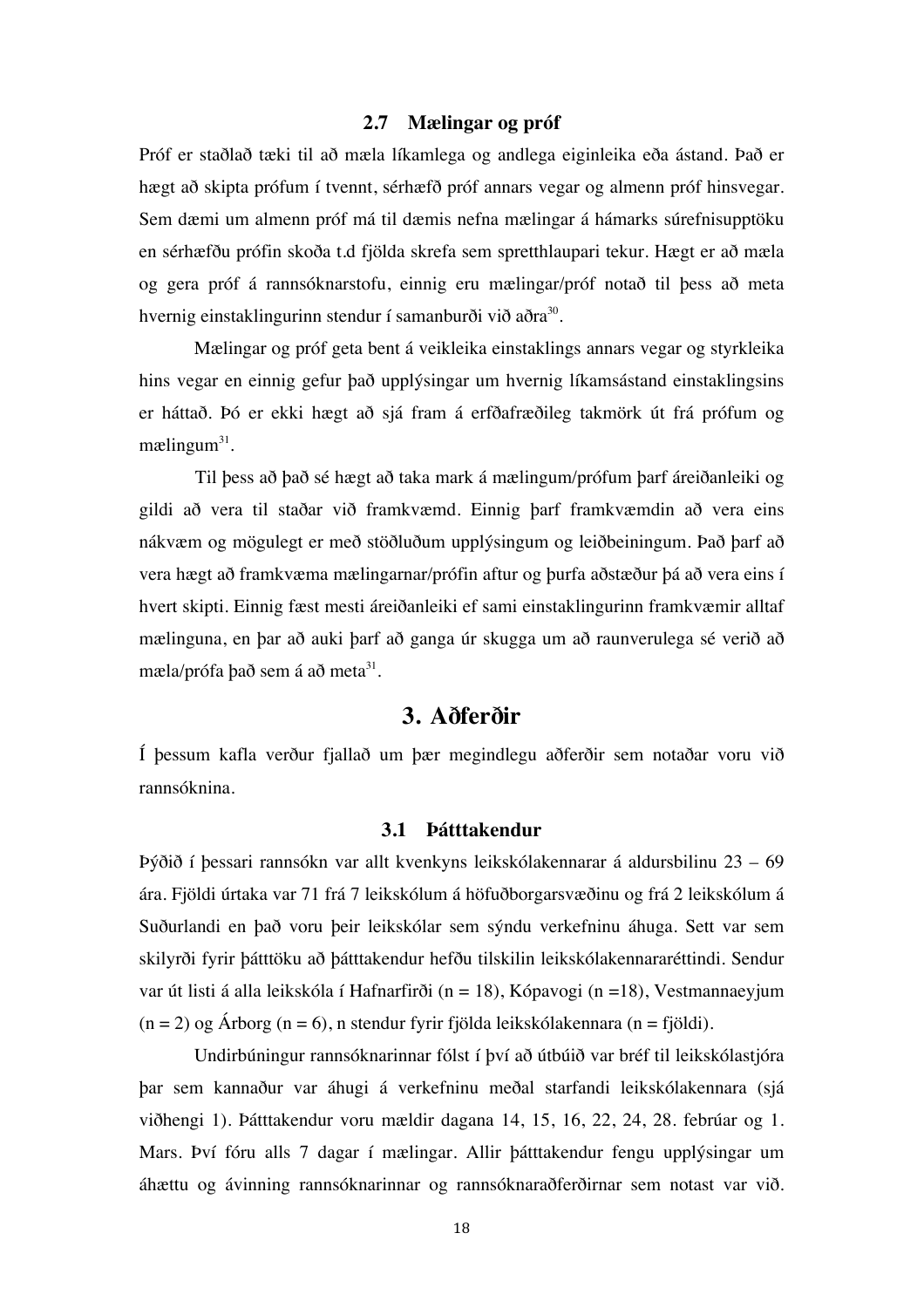### 2.7 Mælingar og próf

Próf er staðlað tæki til að mæla líkamlega og andlega eiginleika eða ástand. Það er hægt að skipta prófum í tvennt, sérhæfð próf annars vegar og almenn próf hinsvegar. Sem dæmi um almenn próf má til dæmis nefna mælingar á hámarks súrefnisupptöku en sérhæfðu prófin skoða t.d fjölda skrefa sem spretthlaupari tekur. Hægt er að mæla og gera próf á rannsóknarstofu, einnig eru mælingar/próf notað til þess að meta hvernig einstaklingurinn stendur í samanburði við aðra[30].

Mælingar og próf geta bent á veikleika einstaklings annars vegar og styrkleika hins vegar en einnig gefur það upplýsingar um hvernig líkamsástand einstaklingsins er háttað. Þó er ekki hægt að sjá fram á erfðafræðileg takmörk út frá prófum og mælingum[31].

Til þess að það sé hægt að taka mark á mælingum/prófum þarf áreiðanleiki og gildi að vera til staðar við framkvæmd. Einnig þarf framkvæmdin að vera eins nákvæm og mögulegt er með stöðluðum upplýsingum og leiðbeiningum. Það þarf að vera hægt að framkvæma mælingarnar/prófin aftur og þurfa aðstæður þá að vera eins í hvert skipti. Einnig fæst mesti áreiðanleiki ef sami einstaklingurinn framkvæmir alltaf mælinguna, en þar að auki þarf að ganga úr skugga um að raunverulega sé verið að mæla/prófa það sem á að meta[31].

# 3. Aðferðir

Í þessum kafla verður fjallað um þær megindlegu aðferðir sem notaðar voru við rannsóknina.

### 3.1 Þátttakendur

Þýðið í þessari rannsókn var allt kvenkyns leikskólakennarar á aldursbilinu 23 – 69 ára. Fjöldi úrtaka var 71 frá 7 leikskólum á höfuðborgarsvæðinu og frá 2 leikskólum á Suðurlandi en það voru þeir leikskólar sem sýndu verkefninu áhuga. Sett var sem skilyrði fyrir þátttöku að þátttakendur hefðu tilskilin leikskólakennararéttindi. Sendur var út listi á alla leikskóla í Hafnarfirði (n = 18), Kópavogi (n =18), Vestmannaeyjum (n = 2) og Árborg (n = 6), n stendur fyrir fjölda leikskólakennara (n = fjöldi).

Undirbúningur rannsóknarinnar fólst í því að útbúið var bréf til leikskólastjóra þar sem kannaður var áhugi á verkefninu meðal starfandi leikskólakennara (sjá viðhengi 1). Þátttakendur voru mældir dagana 14, 15, 16, 22, 24, 28. febrúar og 1. Mars. Því fóru alls 7 dagar í mælingar. Allir þátttakendur fengu upplýsingar um áhættu og ávinning rannsóknarinnar og rannsóknaraðferðirnar sem notast var við.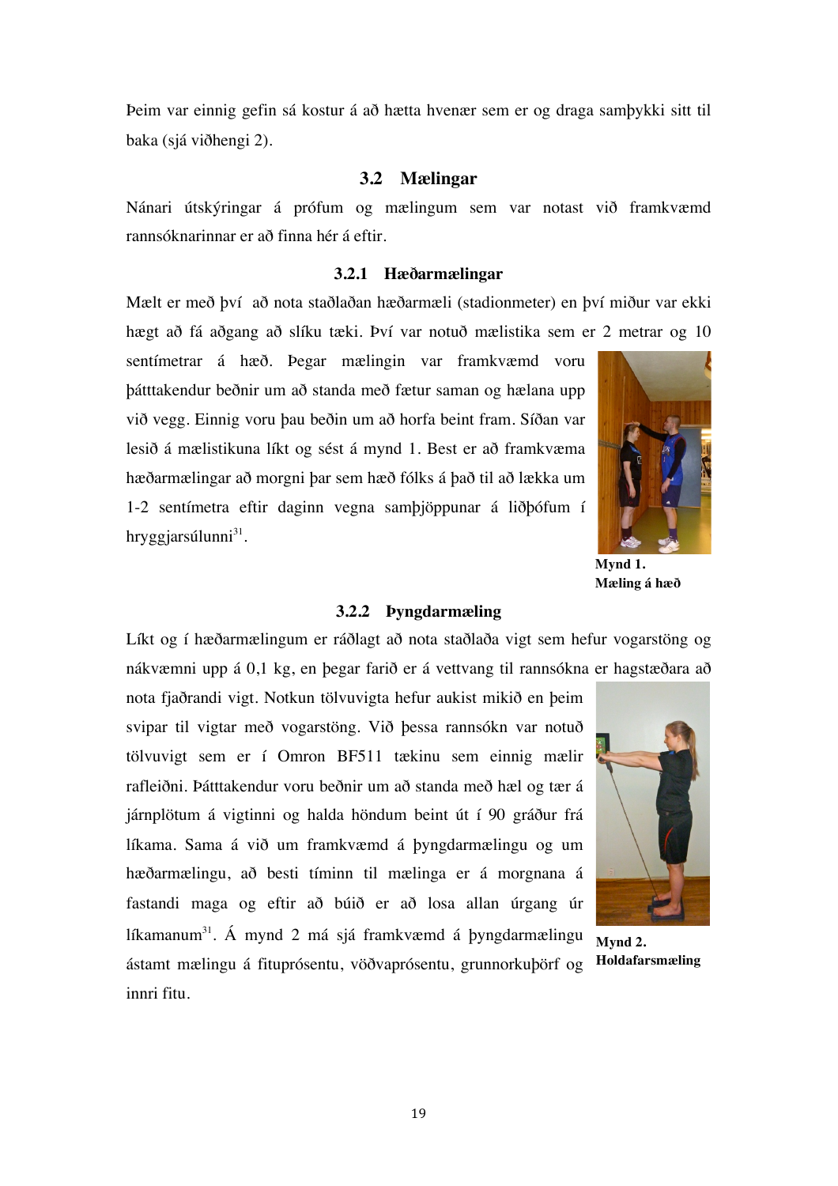Þeim var einnig gefin sá kostur á að hætta hvenær sem er og draga samþykki sitt til baka (sjá viðhengi 2).

## 3.2 Mælingar

Nánari útskýringar á prófum og mælingum sem var notast við framkvæmd rannsóknarinnar er að finna hér á eftir.

### 3.2.1 Hæðarmælingar

Mælt er með því að nota staðlaðan hæðarmæli (stadionmeter) en því miður var ekki hægt að fá aðgang að slíku tæki. Því var notuð mælistika sem er 2 metrar og 10 sentímetrar á hæð. Þegar mælingin var framkvæmd voru þátttakendur beðnir um að standa með fætur saman og hælana upp við vegg. Einnig voru þau beðin um að horfa beint fram. Síðan var lesið á mælistikuna líkt og sést á mynd 1. Best er að framkvæma hæðarmælingar að morgni þar sem hæð fólks á það til að lækka um 1-2 sentímetra eftir daginn vegna samþjöppunar á liðþófum í hryggjarsúlunni[31].

**Mynd 1. Mæling á hæð**

### 3.2.2 Þyngdarmæling

Líkt og í hæðarmælingum er ráðlagt að nota staðlaða vigt sem hefur vogarstöng og nákvæmni upp á 0,1 kg, en þegar farið er á vettvang til rannsókna er hagstæðara að nota fjaðrandi vigt. Notkun tölvuvigta hefur aukist mikið en þeim svipar til vigtar með vogarstöng. Við þessa rannsókn var notuð tölvuvigt sem er í Omron BF511 tækinu sem einnig mælir rafleiðni. Þátttakendur voru beðnir um að standa með hæl og tær á járnplötum á vigtinni og halda höndum beint út í 90 gráður frá líkama. Sama á við um framkvæmd á þyngdarmælingu og um hæðarmælingu, að besti tíminn til mælinga er á morgnana á fastandi maga og eftir að búið er að losa allan úrgang úr líkamanum[31]. Á mynd 2 má sjá framkvæmd á þyngdarmælingu ástamt mælingu á fituprósentu, vöðvaprósentu, grunnorkuþörf og innri fitu.

**Mynd 2. Holdafarsmæling**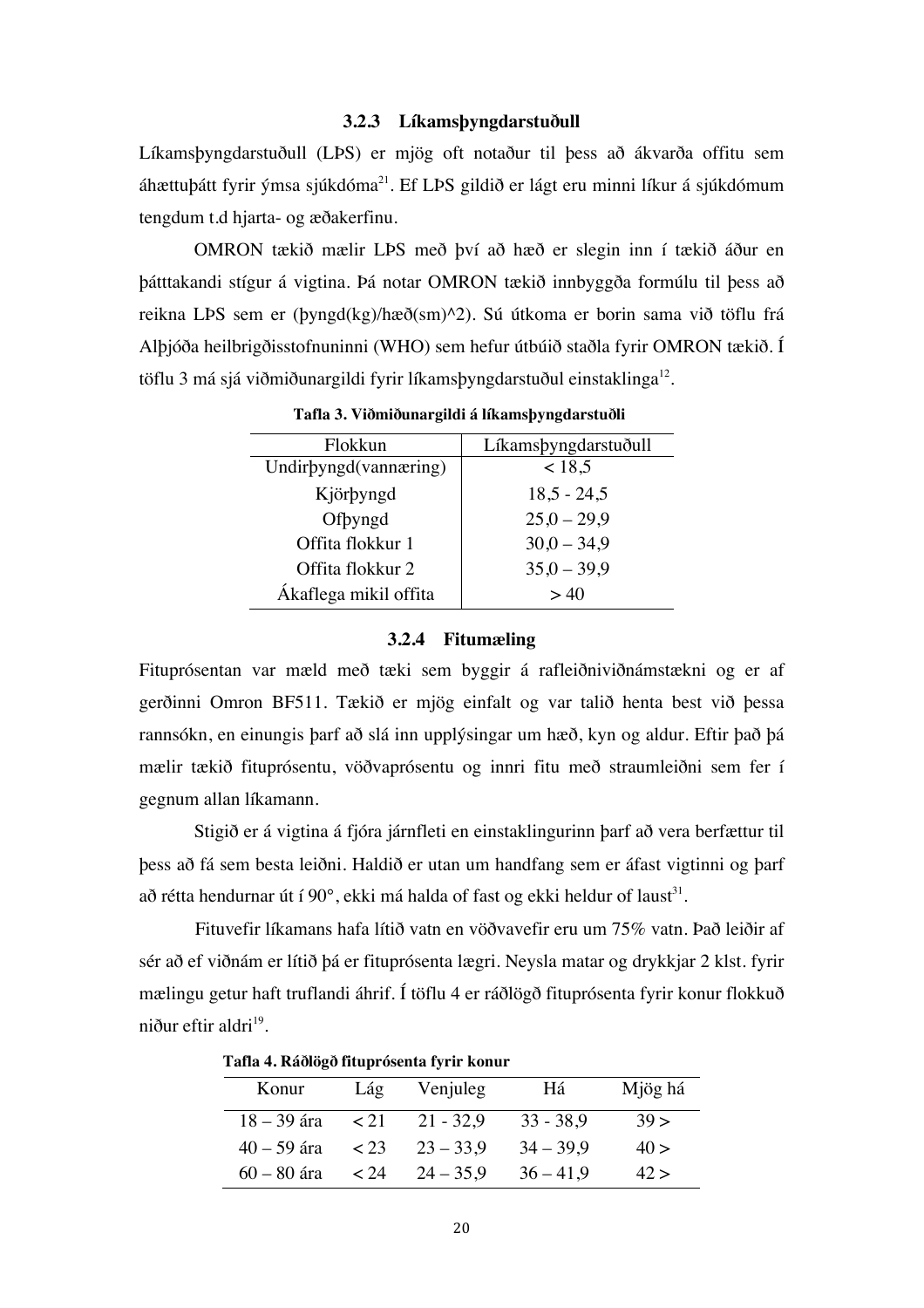### 3.2.3 Líkamsþyngdarstuðull

Líkamsþyngdarstuðull (LÞS) er mjög oft notaður til þess að ákvarða offitu sem áhættuþátt fyrir ýmsa sjúkdóma[21]. Ef LÞS gildið er lágt eru minni líkur á sjúkdómum tengdum t.d hjarta- og æðakerfinu.

OMRON tækið mælir LÞS með því að hæð er slegin inn í tækið áður en þátttakandi stígur á vigtina. Þá notar OMRON tækið innbyggða formúlu til þess að reikna LÞS sem er (þyngd(kg)/hæð(sm)^2). Sú útkoma er borin sama við töflu frá Alþjóða heilbrigðisstofnuninni (WHO) sem hefur útbúið staðla fyrir OMRON tækið. Í töflu 3 má sjá viðmiðunargildi fyrir líkamsþyngdarstuðul einstaklinga[12].

**Tafla 3. Viðmiðunargildi á líkamsþyngdarstuðli**

| Flokkun | Líkamsþyngdarstuðull |
|---|---|
| Undirþyngd(vannæring) | < 18,5 |
| Kjörþyngd | 18,5 - 24,5 |
| Ofþyngd | 25,0 – 29,9 |
| Offita flokkur 1 | 30,0 – 34,9 |
| Offita flokkur 2 | 35,0 – 39,9 |
| Ákaflega mikil offita | > 40 |

### 3.2.4 Fitumæling

Fituprósentan var mæld með tæki sem byggir á rafleiðniviðnámstækni og er af gerðinni Omron BF511. Tækið er mjög einfalt og var talið henta best við þessa rannsókn, en einungis þarf að slá inn upplýsingar um hæð, kyn og aldur. Eftir það þá mælir tækið fituprósentu, vöðvaprósentu og innri fitu með straumleiðni sem fer í gegnum allan líkamann.

Stigið er á vigtina á fjóra járnfleti en einstaklingurinn þarf að vera berfættur til þess að fá sem besta leiðni. Haldið er utan um handfang sem er áfast vigtinni og þarf að rétta hendurnar út í 90°, ekki má halda of fast og ekki heldur of laust[31].

Fituvefir líkamans hafa lítið vatn en vöðvavefir eru um 75% vatn. Það leiðir af sér að ef viðnám er lítið þá er fituprósenta lægri. Neysla matar og drykkjar 2 klst. fyrir mælingu getur haft truflandi áhrif. Í töflu 4 er ráðlögð fituprósenta fyrir konur flokkuð niður eftir aldri[19].

**Tafla 4. Ráðlögð fituprósenta fyrir konur**

| Konur | Lág | Venjuleg | Há | Mjög há |
|---|---|---|---|---|
| 18 – 39 ára | < 21 | 21 - 32,9 | 33 - 38,9 | 39 > |
| 40 – 59 ára | < 23 | 23 – 33,9 | 34 – 39,9 | 40 > |
| 60 – 80 ára | < 24 | 24 – 35,9 | 36 – 41,9 | 42 > |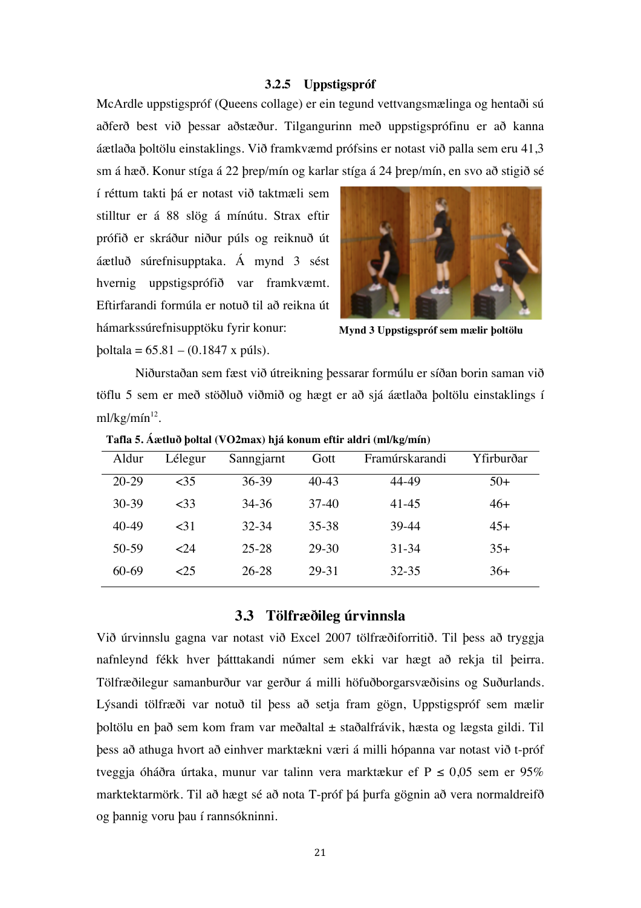### 3.2.5 Uppstigspróf

McArdle uppstigspróf (Queens collage) er ein tegund vettvangsmælinga og hentaði sú aðferð best við þessar aðstæður. Tilgangurinn með uppstigsprófinu er að kanna áætlaða þoltölu einstaklings. Við framkvæmd prófsins er notast við palla sem eru 41,3 sm á hæð. Konur stíga á 22 þrep/mín og karlar stíga á 24 þrep/mín, en svo að stigið sé í réttum takti þá er notast við taktmæli sem stilltur er á 88 slög á mínútu. Strax eftir prófið er skráður niður púls og reiknuð út áætluð súrefnisupptaka. Á mynd 3 sést hvernig uppstigsprófið var framkvæmt. Eftirfarandi formúla er notuð til að reikna út hámarkssúrefnisupptöku fyrir konur:

þoltala = 65.81 – (0.1847 x púls).

**Mynd 3 Uppstigspróf sem mælir þoltölu**

Niðurstaðan sem fæst við útreikning þessarar formúlu er síðan borin saman við töflu 5 sem er með stöðluð viðmið og hægt er að sjá áætlaða þoltölu einstaklings í ml/kg/mín[12].

**Tafla 5. Áætluð þoltal (VO2max) hjá konum eftir aldri (ml/kg/mín)**

| Aldur | Lélegur | Sanngjarnt | Gott | Framúrskarandi | Yfirburðar |
|---|---|---|---|---|---|
| 20-29 | <35 | 36-39 | 40-43 | 44-49 | 50+ |
| 30-39 | <33 | 34-36 | 37-40 | 41-45 | 46+ |
| 40-49 | <31 | 32-34 | 35-38 | 39-44 | 45+ |
| 50-59 | <24 | 25-28 | 29-30 | 31-34 | 35+ |
| 60-69 | <25 | 26-28 | 29-31 | 32-35 | 36+ |

## 3.3 Tölfræðileg úrvinnsla

Við úrvinnslu gagna var notast við Excel 2007 tölfræðiforritið. Til þess að tryggja nafnleynd fékk hver þátttakandi númer sem ekki var hægt að rekja til þeirra. Tölfræðilegur samanburður var gerður á milli höfuðborgarsvæðisins og Suðurlands. Lýsandi tölfræði var notuð til þess að setja fram gögn, Uppstigspróf sem mælir þoltölu en það sem kom fram var meðaltal ± staðalfrávik, hæsta og lægsta gildi. Til þess að athuga hvort að einhver marktækni væri á milli hópanna var notast við t-próf tveggja óháðra úrtaka, munur var talinn vera marktækur ef $P \leq 0{,}05$ sem er 95% marktektarmörk. Til að hægt sé að nota T-próf þá þurfa gögnin að vera normaldreifð og þannig voru þau í rannsókninni.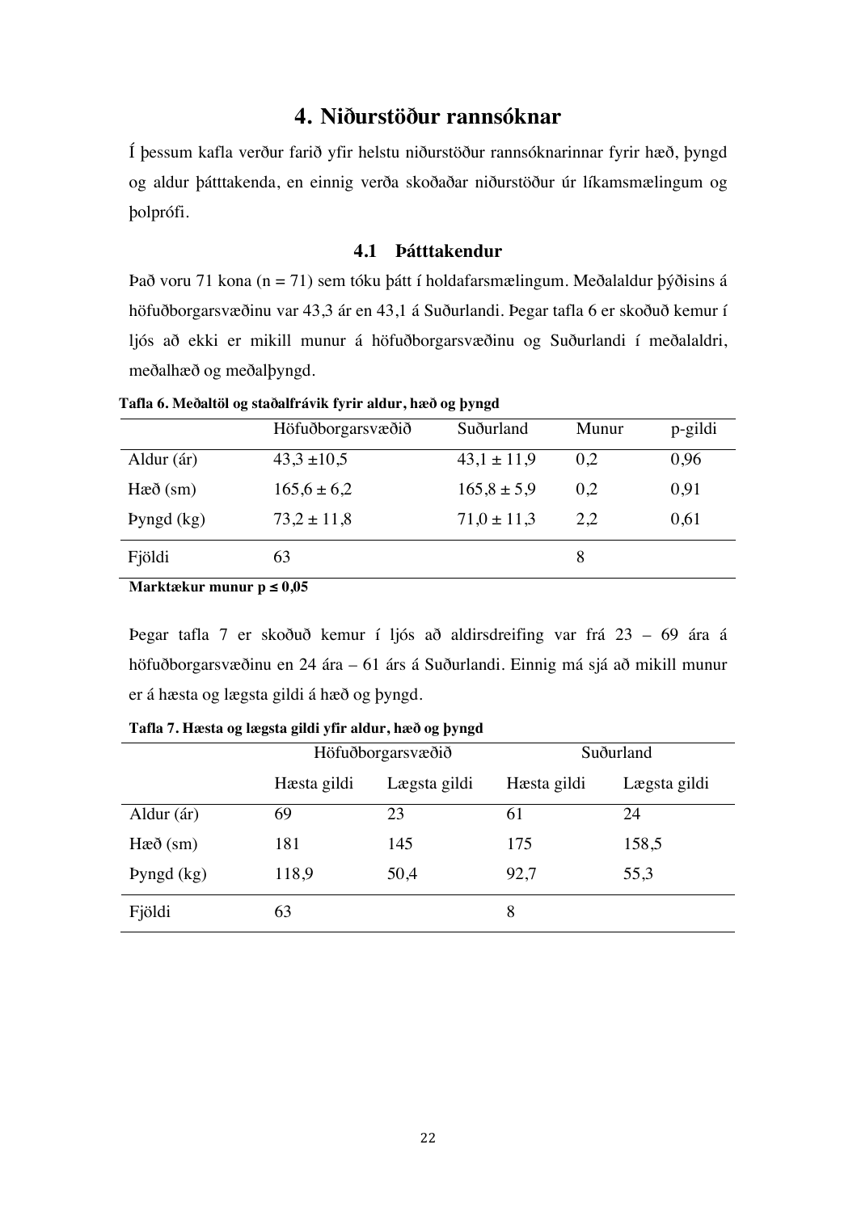# 4. Niðurstöður rannsóknar

Í þessum kafla verður farið yfir helstu niðurstöður rannsóknarinnar fyrir hæð, þyngd og aldur þátttakenda, en einnig verða skoðaðar niðurstöður úr líkamsmælingum og þolprófi.

## 4.1 Þátttakendur

Það voru 71 kona (n = 71) sem tóku þátt í holdafarsmælingum. Meðalaldur þýðisins á höfuðborgarsvæðinu var 43,3 ár en 43,1 á Suðurlandi. Þegar tafla 6 er skoðuð kemur í ljós að ekki er mikill munur á höfuðborgarsvæðinu og Suðurlandi í meðalaldri, meðalhæð og meðalþyngd.

**Tafla 6. Meðaltöl og staðalfrávik fyrir aldur, hæð og þyngd**

| | Höfuðborgarsvæðið | Suðurland | Munur | p-gildi |
|---|---|---|---|---|
| Aldur (ár) | 43,3 ±10,5 | 43,1 ± 11,9 | 0,2 | 0,96 |
| Hæð (sm) | 165,6 ± 6,2 | 165,8 ± 5,9 | 0,2 | 0,91 |
| Þyngd (kg) | 73,2 ± 11,8 | 71,0 ± 11,3 | 2,2 | 0,61 |
| Fjöldi | 63 | | 8 | |

**Marktækur munur p ≤ 0,05**

Þegar tafla 7 er skoðuð kemur í ljós að aldirsdreifing var frá 23 – 69 ára á höfuðborgarsvæðinu en 24 ára – 61 árs á Suðurlandi. Einnig má sjá að mikill munur er á hæsta og lægsta gildi á hæð og þyngd.

**Tafla 7. Hæsta og lægsta gildi yfir aldur, hæð og þyngd**

| | Höfuðborgarsvæðið | | Suðurland | |
|---|---|---|---|---|
| | Hæsta gildi | Lægsta gildi | Hæsta gildi | Lægsta gildi |
| Aldur (ár) | 69 | 23 | 61 | 24 |
| Hæð (sm) | 181 | 145 | 175 | 158,5 |
| Þyngd (kg) | 118,9 | 50,4 | 92,7 | 55,3 |
| Fjöldi | 63 | | 8 | |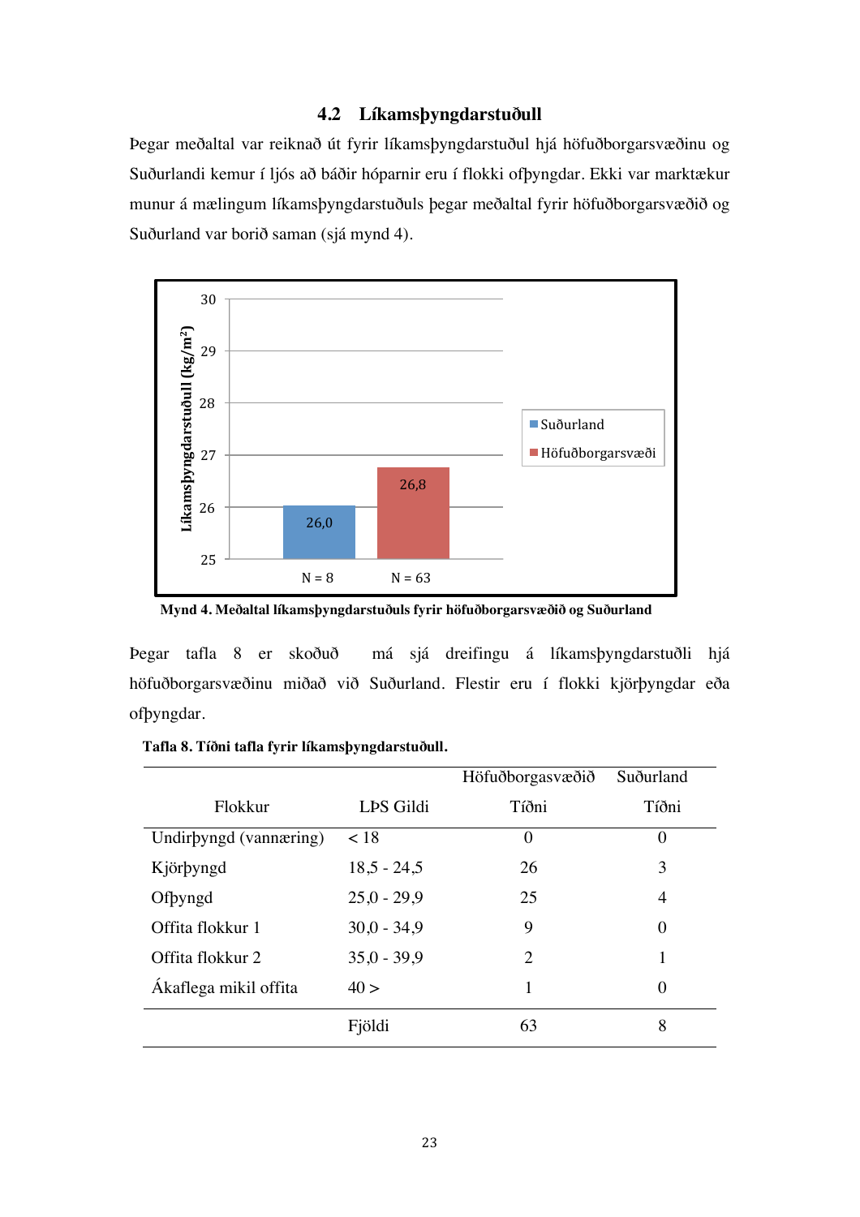## 4.2 Líkamsþyngdarstuðull

Þegar meðaltal var reiknað út fyrir líkamsþyngdarstuðul hjá höfuðborgarsvæðinu og Suðurlandi kemur í ljós að báðir hóparnir eru í flokki ofþyngdar. Ekki var marktækur munur á mælingum líkamsþyngdarstuðuls þegar meðaltal fyrir höfuðborgarsvæðið og Suðurland var borið saman (sjá mynd 4).

**Mynd 4. Meðaltal líkamsþyngdarstuðuls fyrir höfuðborgarsvæðið og Suðurland**

Þegar tafla 8 er skoðuð má sjá dreifingu á líkamsþyngdarstuðli hjá höfuðborgarsvæðinu miðað við Suðurland. Flestir eru í flokki kjörþyngdar eða ofþyngdar.

**Tafla 8. Tíðni tafla fyrir líkamsþyngdarstuðull.**

| Flokkur | LÞS Gildi | Höfuðborgasvæðið Tíðni | Suðurland Tíðni |
|---|---|---|---|
| Undirþyngd (vannæring) | < 18 | 0 | 0 |
| Kjörþyngd | 18,5 - 24,5 | 26 | 3 |
| Ofþyngd | 25,0 - 29,9 | 25 | 4 |
| Offita flokkur 1 | 30,0 - 34,9 | 9 | 0 |
| Offita flokkur 2 | 35,0 - 39,9 | 2 | 1 |
| Ákaflega mikil offita | 40 > | 1 | 0 |
| | Fjöldi | 63 | 8 |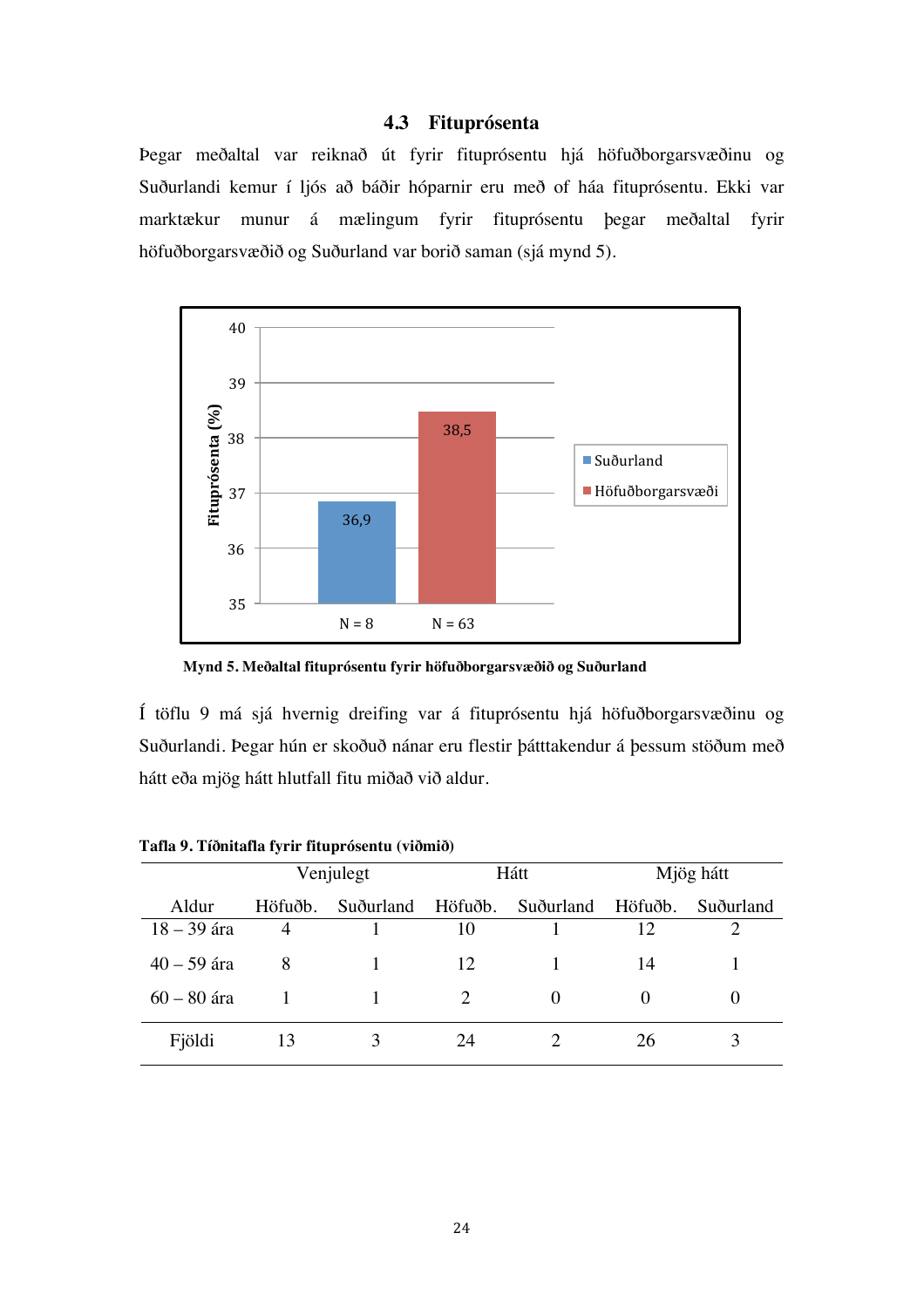## 4.3 Fituprósenta

Þegar meðaltal var reiknað út fyrir fituprósentu hjá höfuðborgarsvæðinu og Suðurlandi kemur í ljós að báðir hóparnir eru með of háa fituprósentu. Ekki var marktækur munur á mælingum fyrir fituprósentu þegar meðaltal fyrir höfuðborgarsvæðið og Suðurland var borið saman (sjá mynd 5).

**Mynd 5. Meðaltal fituprósentu fyrir höfuðborgarsvæðið og Suðurland**

Í töflu 9 má sjá hvernig dreifing var á fituprósentu hjá höfuðborgarsvæðinu og Suðurlandi. Þegar hún er skoðuð nánar eru flestir þátttakendur á þessum stöðum með hátt eða mjög hátt hlutfall fitu miðað við aldur.

**Tafla 9. Tíðnitafla fyrir fituprósentu (viðmið)**

| | Venjulegt | | Hátt | | Mjög hátt | |
|---|---|---|---|---|---|---|
| Aldur | Höfuðb. | Suðurland | Höfuðb. | Suðurland | Höfuðb. | Suðurland |
| 18 – 39 ára | 4 | 1 | 10 | 1 | 12 | 2 |
| 40 – 59 ára | 8 | 1 | 12 | 1 | 14 | 1 |
| 60 – 80 ára | 1 | 1 | 2 | 0 | 0 | 0 |
| Fjöldi | 13 | 3 | 24 | 2 | 26 | 3 |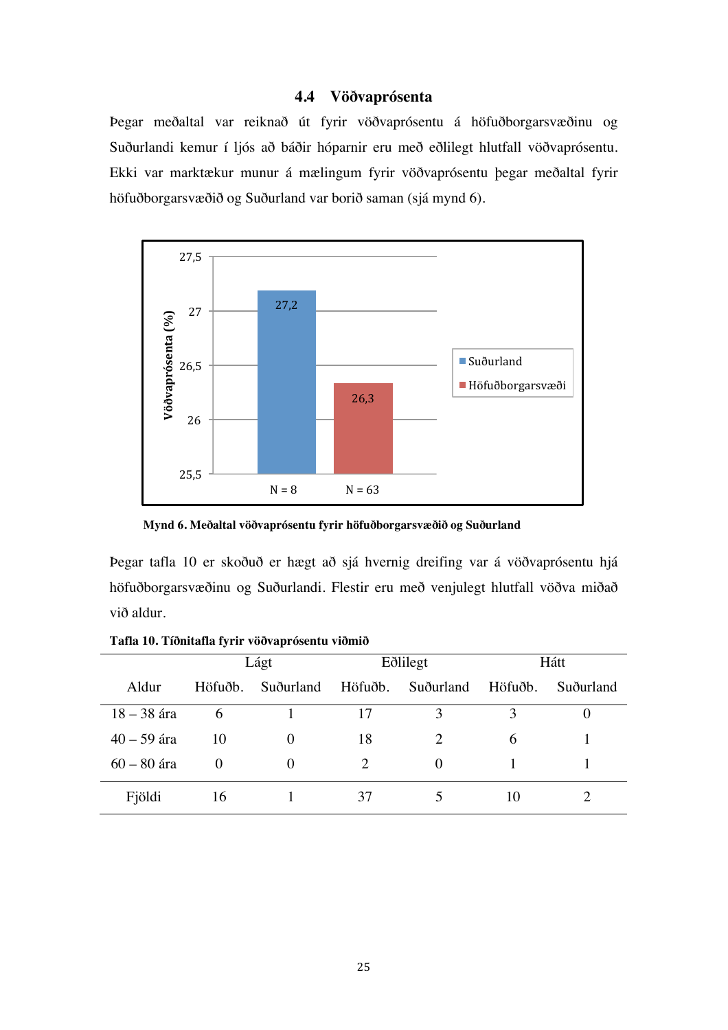## 4.4 Vöðvaprósenta

Þegar meðaltal var reiknað út fyrir vöðvaprósentu á höfuðborgarsvæðinu og Suðurlandi kemur í ljós að báðir hóparnir eru með eðlilegt hlutfall vöðvaprósentu. Ekki var marktækur munur á mælingum fyrir vöðvaprósentu þegar meðaltal fyrir höfuðborgarsvæðið og Suðurland var borið saman (sjá mynd 6).

**Mynd 6. Meðaltal vöðvaprósentu fyrir höfuðborgarsvæðið og Suðurland**

Þegar tafla 10 er skoðuð er hægt að sjá hvernig dreifing var á vöðvaprósentu hjá höfuðborgarsvæðinu og Suðurlandi. Flestir eru með venjulegt hlutfall vöðva miðað við aldur.

**Tafla 10. Tíðnitafla fyrir vöðvaprósentu viðmið**

| | Lágt | | Eðlilegt | | Hátt | |
|---|---|---|---|---|---|---|
| Aldur | Höfuðb. | Suðurland | Höfuðb. | Suðurland | Höfuðb. | Suðurland |
| 18 – 38 ára | 6 | 1 | 17 | 3 | 3 | 0 |
| 40 – 59 ára | 10 | 0 | 18 | 2 | 6 | 1 |
| 60 – 80 ára | 0 | 0 | 2 | 0 | 1 | 1 |
| Fjöldi | 16 | 1 | 37 | 5 | 10 | 2 |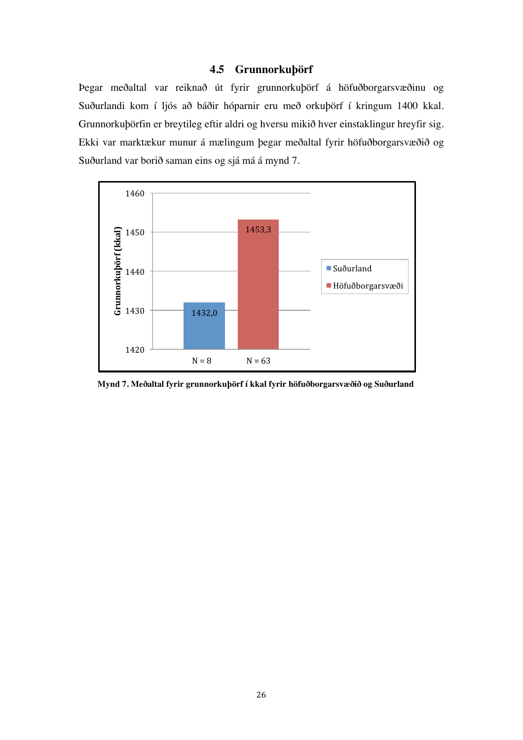## 4.5 Grunnorkuþörf

Þegar meðaltal var reiknað út fyrir grunnorkuþörf á höfuðborgarsvæðinu og Suðurlandi kom í ljós að báðir hóparnir eru með orkuþörf í kringum 1400 kkal. Grunnorkuþörfin er breytileg eftir aldri og hversu mikið hver einstaklingur hreyfir sig. Ekki var marktækur munur á mælingum þegar meðaltal fyrir höfuðborgarsvæðið og Suðurland var borið saman eins og sjá má á mynd 7.

| | Suðurland | Höfuðborgarsvæði |
|---|---|---|
| Grunnorkuþörf (kkal) | 1432,0 | 1453,3 |
| N | 8 | 63 |

**Mynd 7. Meðaltal fyrir grunnorkuþörf í kkal fyrir höfuðborgarsvæðið og Suðurland**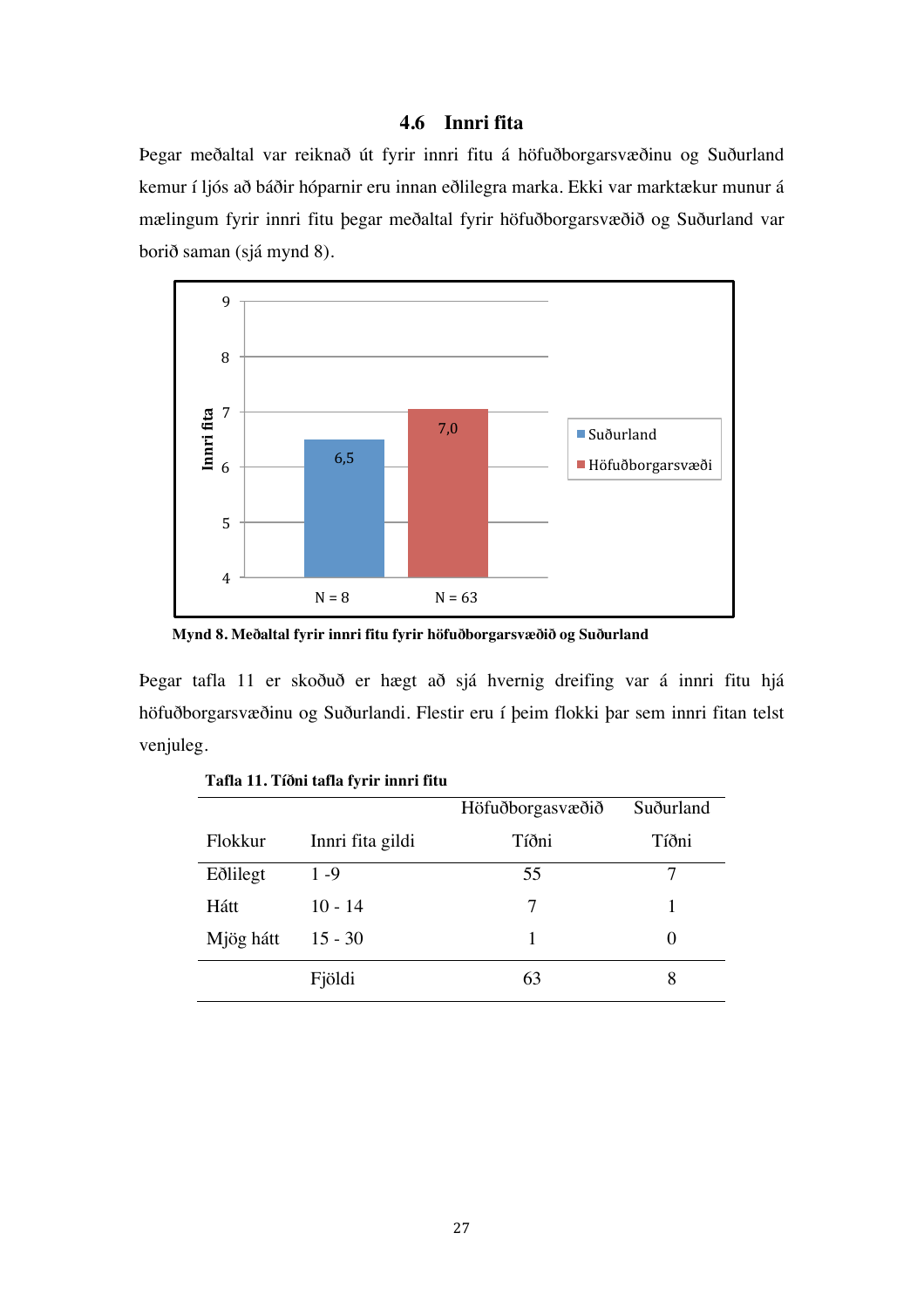## 4.6 Innri fita

Þegar meðaltal var reiknað út fyrir innri fitu á höfuðborgarsvæðinu og Suðurland kemur í ljós að báðir hóparnir eru innan eðlilegra marka. Ekki var marktækur munur á mælingum fyrir innri fitu þegar meðaltal fyrir höfuðborgarsvæðið og Suðurland var borið saman (sjá mynd 8).

**Mynd 8. Meðaltal fyrir innri fitu fyrir höfuðborgarsvæðið og Suðurland**

Þegar tafla 11 er skoðuð er hægt að sjá hvernig dreifing var á innri fitu hjá höfuðborgarsvæðinu og Suðurlandi. Flestir eru í þeim flokki þar sem innri fitan telst venjuleg.

**Tafla 11. Tíðni tafla fyrir innri fitu**

| | | Höfuðborgasvæðið | Suðurland |
|---|---|---|---|
| Flokkur | Innri fita gildi | Tíðni | Tíðni |
| Eðlilegt | 1 -9 | 55 | 7 |
| Hátt | 10 - 14 | 7 | 1 |
| Mjög hátt | 15 - 30 | 1 | 0 |
| | Fjöldi | 63 | 8 |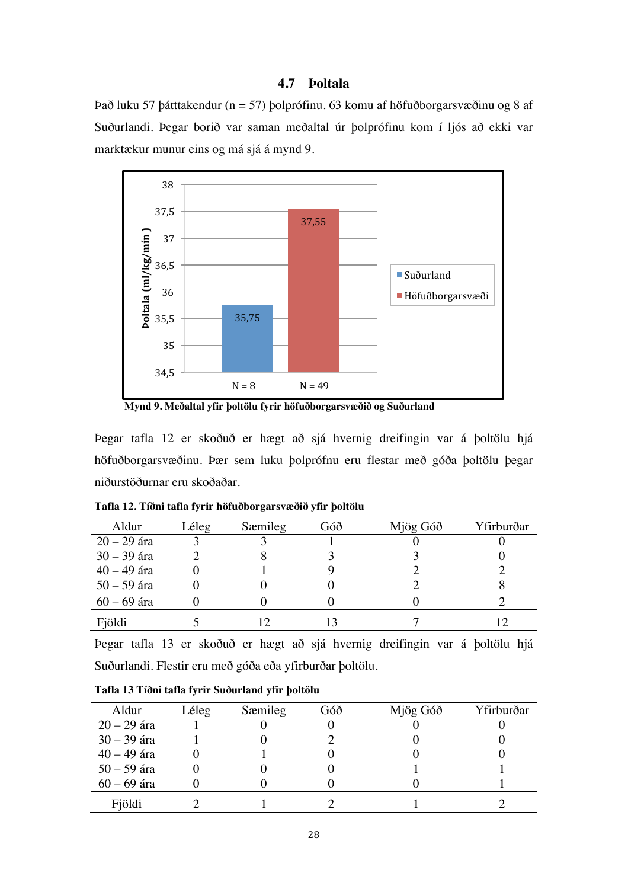## 4.7 Þoltala

Það luku 57 þátttakendur (n = 57) þolprófinu. 63 komu af höfuðborgarsvæðinu og 8 af Suðurlandi. Þegar borið var saman meðaltal úr þolprófinu kom í ljós að ekki var marktækur munur eins og má sjá á mynd 9.

**Mynd 9. Meðaltal yfir þoltölu fyrir höfuðborgarsvæðið og Suðurland**

Þegar tafla 12 er skoðuð er hægt að sjá hvernig dreifingin var á þoltölu hjá höfuðborgarsvæðinu. Þær sem luku þolprófnu eru flestar með góða þoltölu þegar niðurstöðurnar eru skoðaðar.

**Tafla 12. Tíðni tafla fyrir höfuðborgarsvæðið yfir þoltölu**

| Aldur | Léleg | Sæmileg | Góð | Mjög Góð | Yfirburðar |
|---|---|---|---|---|---|
| 20 – 29 ára | 3 | 3 | 1 | 0 | 0 |
| 30 – 39 ára | 2 | 8 | 3 | 3 | 0 |
| 40 – 49 ára | 0 | 1 | 9 | 2 | 2 |
| 50 – 59 ára | 0 | 0 | 0 | 2 | 8 |
| 60 – 69 ára | 0 | 0 | 0 | 0 | 2 |
| Fjöldi | 5 | 12 | 13 | 7 | 12 |

Þegar tafla 13 er skoðuð er hægt að sjá hvernig dreifingin var á þoltölu hjá Suðurlandi. Flestir eru með góða eða yfirburðar þoltölu.

**Tafla 13 Tíðni tafla fyrir Suðurland yfir þoltölu**

| Aldur | Léleg | Sæmileg | Góð | Mjög Góð | Yfirburðar |
|---|---|---|---|---|---|
| 20 – 29 ára | 1 | 0 | 0 | 0 | 0 |
| 30 – 39 ára | 1 | 0 | 2 | 0 | 0 |
| 40 – 49 ára | 0 | 1 | 0 | 0 | 0 |
| 50 – 59 ára | 0 | 0 | 0 | 1 | 1 |
| 60 – 69 ára | 0 | 0 | 0 | 0 | 1 |
| Fjöldi | 2 | 1 | 2 | 1 | 2 |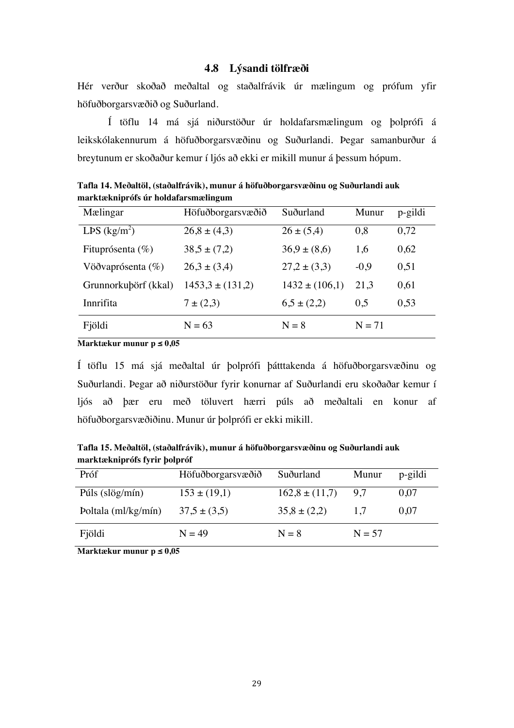### 4.8 Lýsandi tölfræði

Hér verður skoðað meðaltal og staðalfrávik úr mælingum og prófum yfir höfuðborgarsvæðið og Suðurland.

Í töflu 14 má sjá niðurstöður úr holdafarsmælingum og þolprófi á leikskólakennurum á höfuðborgarsvæðinu og Suðurlandi. Þegar samanburður á breytunum er skoðaður kemur í ljós að ekki er mikill munur á þessum hópum.

**Tafla 14. Meðaltöl, (staðalfrávik), munur á höfuðborgarsvæðinu og Suðurlandi auk marktækniprófs úr holdafarsmælingum**

| Mælingar | Höfuðborgarsvæðið | Suðurland | Munur | p-gildi |
|---|---|---|---|---|
| LÞS ($kg/m^2$) | 26,8 ± (4,3) | 26 ± (5,4) | 0,8 | 0,72 |
| Fituprósenta (%) | 38,5 ± (7,2) | 36,9 ± (8,6) | 1,6 | 0,62 |
| Vöðvaprósenta (%) | 26,3 ± (3,4) | 27,2 ± (3,3) | -0,9 | 0,51 |
| Grunnorkuþörf (kkal) | 1453,3 ± (131,2) | 1432 ± (106,1) | 21,3 | 0,61 |
| Innrifita | 7 ± (2,3) | 6,5 ± (2,2) | 0,5 | 0,53 |
| Fjöldi | N = 63 | N = 8 | N = 71 | |

**Marktækur munur p ≤ 0,05**

Í töflu 15 má sjá meðaltal úr þolprófi þátttakenda á höfuðborgarsvæðinu og Suðurlandi. Þegar að niðurstöður fyrir konurnar af Suðurlandi eru skoðaðar kemur í ljós að þær eru með töluvert hærri púls að meðaltali en konur af höfuðborgarsvæðiðinu. Munur úr þolprófi er ekki mikill.

**Tafla 15. Meðaltöl, (staðalfrávik), munur á höfuðborgarsvæðinu og Suðurlandi auk marktækniprófs fyrir þolpróf**

| Próf | Höfuðborgarsvæðið | Suðurland | Munur | p-gildi |
|---|---|---|---|---|
| Púls (slög/mín) | 153 ± (19,1) | 162,8 ± (11,7) | 9,7 | 0,07 |
| Þoltala (ml/kg/mín) | 37,5 ± (3,5) | 35,8 ± (2,2) | 1,7 | 0,07 |
| Fjöldi | N = 49 | N = 8 | N = 57 | |

**Marktækur munur p ≤ 0,05**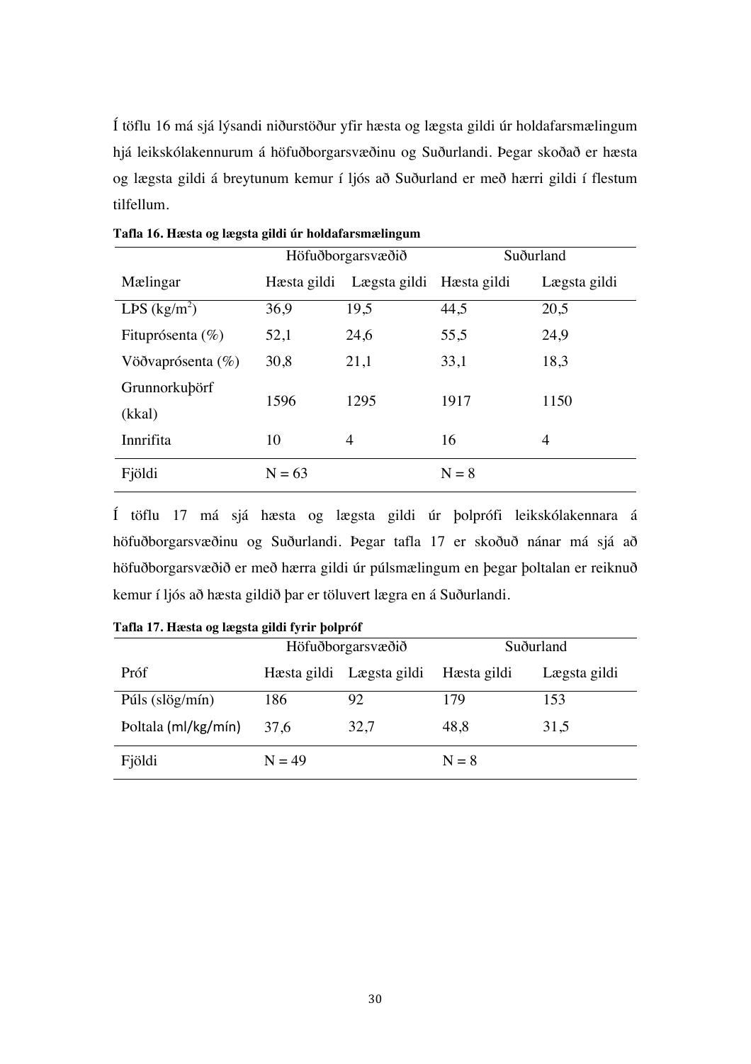Í töflu 16 má sjá lýsandi niðurstöður yfir hæsta og lægsta gildi úr holdafarsmælingum hjá leikskólakennurum á höfuðborgarsvæðinu og Suðurlandi. Þegar skoðað er hæsta og lægsta gildi á breytunum kemur í ljós að Suðurland er með hærri gildi í flestum tilfellum.

**Tafla 16. Hæsta og lægsta gildi úr holdafarsmælingum**

| | Höfuðborgarsvæðið | | Suðurland | |
|---|---|---|---|---|
| Mælingar | Hæsta gildi | Lægsta gildi | Hæsta gildi | Lægsta gildi |
| LÞS (kg/m$^2$) | 36,9 | 19,5 | 44,5 | 20,5 |
| Fituprósenta (%) | 52,1 | 24,6 | 55,5 | 24,9 |
| Vöðvaprósenta (%) | 30,8 | 21,1 | 33,1 | 18,3 |
| Grunnorkuþörf (kkal) | 1596 | 1295 | 1917 | 1150 |
| Innrifita | 10 | 4 | 16 | 4 |
| Fjöldi | N = 63 | | N = 8 | |

Í töflu 17 má sjá hæsta og lægsta gildi úr þolprófi leikskólakennara á höfuðborgarsvæðinu og Suðurlandi. Þegar tafla 17 er skoðuð nánar má sjá að höfuðborgarsvæðið er með hærra gildi úr púlsmælingum en þegar þoltalan er reiknuð kemur í ljós að hæsta gildið þar er töluvert lægra en á Suðurlandi.

**Tafla 17. Hæsta og lægsta gildi fyrir þolpróf**

| | Höfuðborgarsvæðið | | Suðurland | |
|---|---|---|---|---|
| Próf | Hæsta gildi | Lægsta gildi | Hæsta gildi | Lægsta gildi |
| Púls (slög/mín) | 186 | 92 | 179 | 153 |
| Þoltala (ml/kg/mín) | 37,6 | 32,7 | 48,8 | 31,5 |
| Fjöldi | N = 49 | | N = 8 | |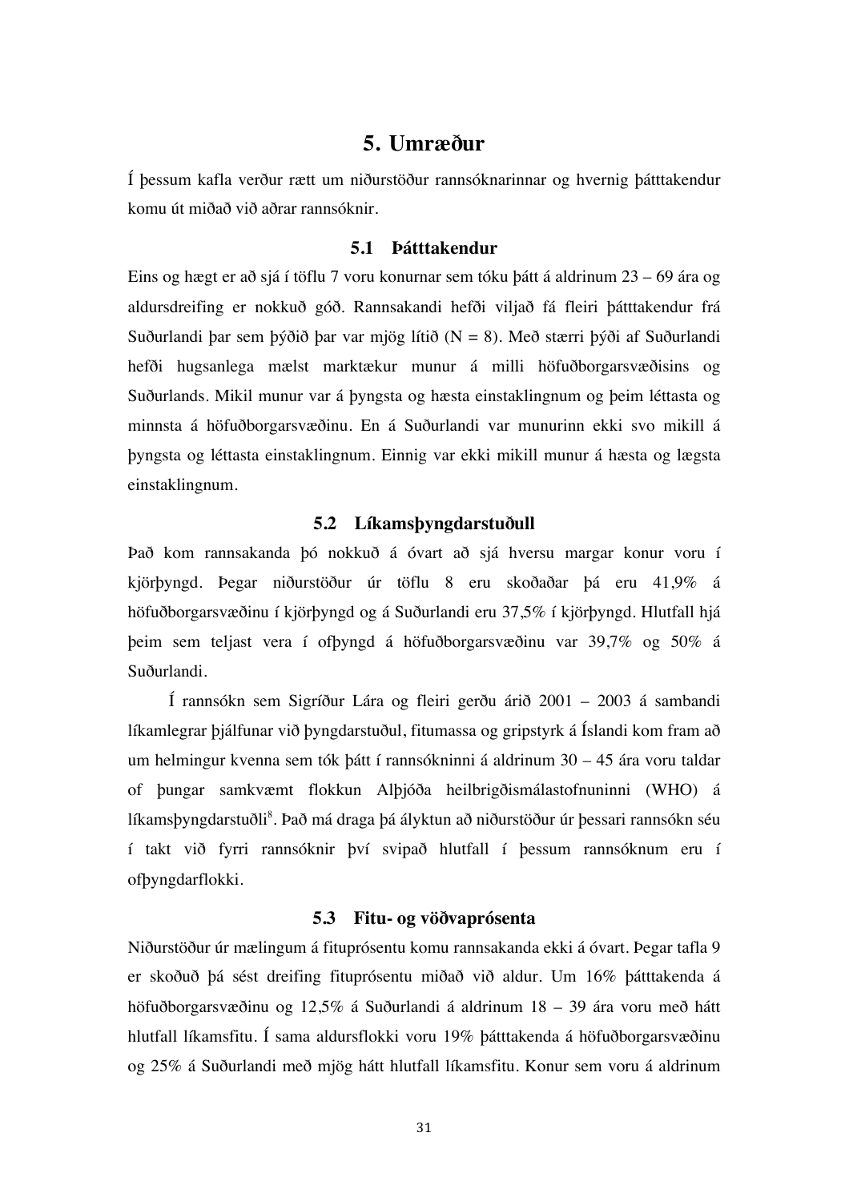# 5. Umræður

Í þessum kafla verður rætt um niðurstöður rannsóknarinnar og hvernig þátttakendur komu út miðað við aðrar rannsóknir.

## 5.1 Þátttakendur

Eins og hægt er að sjá í töflu 7 voru konurnar sem tóku þátt á aldrinum 23 – 69 ára og aldursdreifing er nokkuð góð. Rannsakandi hefði viljað fá fleiri þátttakendur frá Suðurlandi þar sem þýðið þar var mjög lítið (N = 8). Með stærri þýði af Suðurlandi hefði hugsanlega mælst marktækur munur á milli höfuðborgarsvæðisins og Suðurlands. Mikil munur var á þyngsta og hæsta einstaklingnum og þeim léttasta og minnsta á höfuðborgarsvæðinu. En á Suðurlandi var munurinn ekki svo mikill á þyngsta og léttasta einstaklingnum. Einnig var ekki mikill munur á hæsta og lægsta einstaklingnum.

## 5.2 Líkamsþyngdarstuðull

Það kom rannsakanda þó nokkuð á óvart að sjá hversu margar konur voru í kjörþyngd. Þegar niðurstöður úr töflu 8 eru skoðaðar þá eru 41,9% á höfuðborgarsvæðinu í kjörþyngd og á Suðurlandi eru 37,5% í kjörþyngd. Hlutfall hjá þeim sem teljast vera í ofþyngd á höfuðborgarsvæðinu var 39,7% og 50% á Suðurlandi.

Í rannsókn sem Sigríður Lára og fleiri gerðu árið 2001 – 2003 á sambandi líkamlegrar þjálfunar við þyngdarstuðul, fitumassa og gripstyrk á Íslandi kom fram að um helmingur kvenna sem tók þátt í rannsókninni á aldrinum 30 – 45 ára voru taldar of þungar samkvæmt flokkun Alþjóða heilbrigðismálastofnuninni (WHO) á líkamsþyngdarstuðli[8]. Það má draga þá ályktun að niðurstöður úr þessari rannsókn séu í takt við fyrri rannsóknir því svipað hlutfall í þessum rannsóknum eru í ofþyngdarflokki.

## 5.3 Fitu- og vöðvaprósenta

Niðurstöður úr mælingum á fituprósentu komu rannsakanda ekki á óvart. Þegar tafla 9 er skoðuð þá sést dreifing fituprósentu miðað við aldur. Um 16% þátttakenda á höfuðborgarsvæðinu og 12,5% á Suðurlandi á aldrinum 18 – 39 ára voru með hátt hlutfall líkamsfitu. Í sama aldursflokki voru 19% þátttakenda á höfuðborgarsvæðinu og 25% á Suðurlandi með mjög hátt hlutfall líkamsfitu. Konur sem voru á aldrinum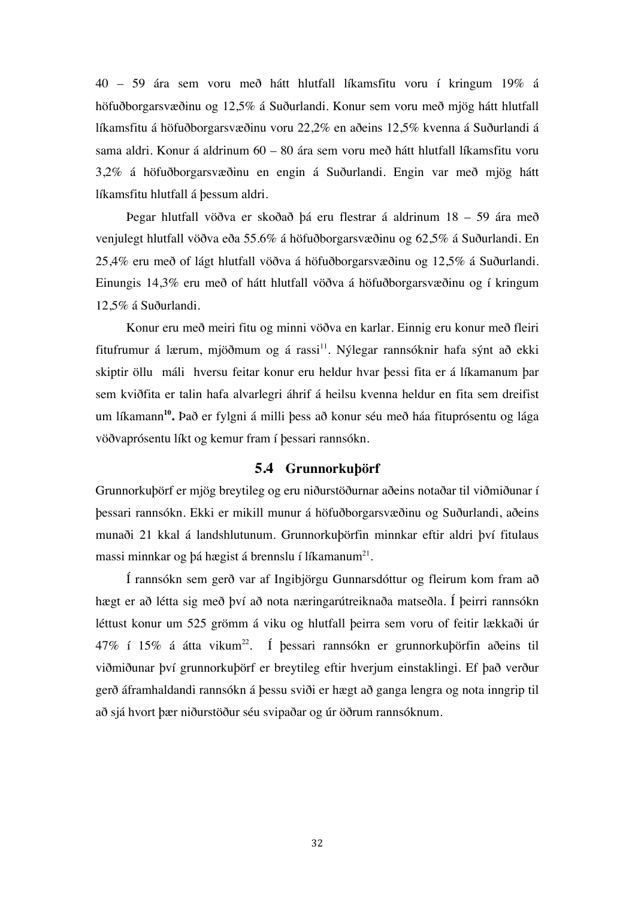40 – 59 ára sem voru með hátt hlutfall líkamsfitu voru í kringum 19% á höfuðborgarsvæðinu og 12,5% á Suðurlandi. Konur sem voru með mjög hátt hlutfall líkamsfitu á höfuðborgarsvæðinu voru 22,2% en aðeins 12,5% kvenna á Suðurlandi á sama aldri. Konur á aldrinum 60 – 80 ára sem voru með hátt hlutfall líkamsfitu voru 3,2% á höfuðborgarsvæðinu en engin á Suðurlandi. Engin var með mjög hátt líkamsfitu hlutfall á þessum aldri.

Þegar hlutfall vöðva er skoðað þá eru flestrar á aldrinum 18 – 59 ára með venjulegt hlutfall vöðva eða 55.6% á höfuðborgarsvæðinu og 62,5% á Suðurlandi. En 25,4% eru með of lágt hlutfall vöðva á höfuðborgarsvæðinu og 12,5% á Suðurlandi. Einungis 14,3% eru með of hátt hlutfall vöðva á höfuðborgarsvæðinu og í kringum 12,5% á Suðurlandi.

Konur eru með meiri fitu og minni vöðva en karlar. Einnig eru konur með fleiri fitufrumur á lærum, mjöðmum og á rassi[11]. Nýlegar rannsóknir hafa sýnt að ekki skiptir öllu máli hversu feitar konur eru heldur hvar þessi fita er á líkamanum þar sem kviðfita er talin hafa alvarlegri áhrif á heilsu kvenna heldur en fita sem dreifist um líkamann[10]**.** Það er fylgni á milli þess að konur séu með háa fituprósentu og lága vöðvaprósentu líkt og kemur fram í þessari rannsókn.

## 5.4 Grunnorkuþörf

Grunnorkuþörf er mjög breytileg og eru niðurstöðurnar aðeins notaðar til viðmiðunar í þessari rannsókn. Ekki er mikill munur á höfuðborgarsvæðinu og Suðurlandi, aðeins munaði 21 kkal á landshlutunum. Grunnorkuþörfin minnkar eftir aldri því fitulaus massi minnkar og þá hægist á brennslu í líkamanum[21].

Í rannsókn sem gerð var af Ingibjörgu Gunnarsdóttur og fleirum kom fram að hægt er að létta sig með því að nota næringarútreiknaða matseðla. Í þeirri rannsókn léttust konur um 525 grömm á viku og hlutfall þeirra sem voru of feitir lækkaði úr 47% í 15% á átta vikum[22]. Í þessari rannsókn er grunnorkuþörfin aðeins til viðmiðunar því grunnorkuþörf er breytileg eftir hverjum einstaklingi. Ef það verður gerð áframhaldandi rannsókn á þessu sviði er hægt að ganga lengra og nota inngrip til að sjá hvort þær niðurstöður séu svipaðar og úr öðrum rannsóknum.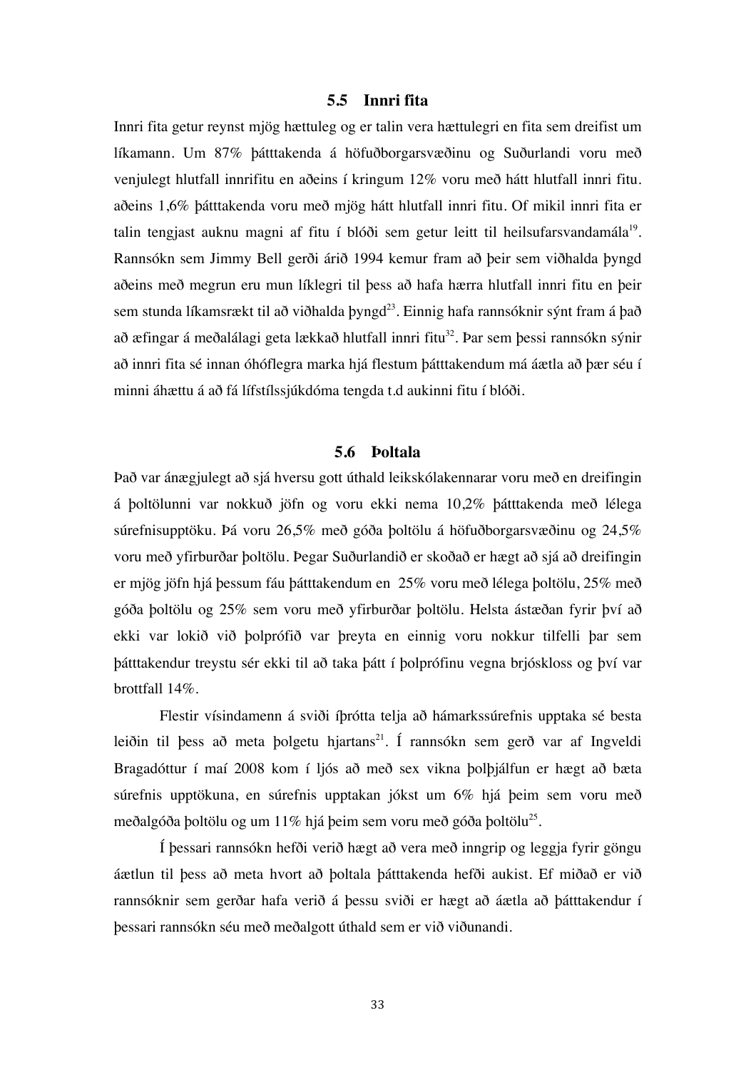## 5.5 Innri fita

Innri fita getur reynst mjög hættuleg og er talin vera hættulegri en fita sem dreifist um líkamann. Um 87% þátttakenda á höfuðborgarsvæðinu og Suðurlandi voru með venjulegt hlutfall innrifitu en aðeins í kringum 12% voru með hátt hlutfall innri fitu. aðeins 1,6% þátttakenda voru með mjög hátt hlutfall innri fitu. Of mikil innri fita er talin tengjast auknu magni af fitu í blóði sem getur leitt til heilsufarsvandamála[19]. Rannsókn sem Jimmy Bell gerði árið 1994 kemur fram að þeir sem viðhalda þyngd aðeins með megrun eru mun líklegri til þess að hafa hærra hlutfall innri fitu en þeir sem stunda líkamsrækt til að viðhalda þyngd[23]. Einnig hafa rannsóknir sýnt fram á það að æfingar á meðalálagi geta lækkað hlutfall innri fitu[32]. Þar sem þessi rannsókn sýnir að innri fita sé innan óhóflegra marka hjá flestum þátttakendum má áætla að þær séu í minni áhættu á að fá lífstílssjúkdóma tengda t.d aukinni fitu í blóði.

## 5.6 Þoltala

Það var ánægjulegt að sjá hversu gott úthald leikskólakennarar voru með en dreifingin á þoltölunni var nokkuð jöfn og voru ekki nema 10,2% þátttakenda með lélega súrefnisupptöku. Þá voru 26,5% með góða þoltölu á höfuðborgarsvæðinu og 24,5% voru með yfirburðar þoltölu. Þegar Suðurlandið er skoðað er hægt að sjá að dreifingin er mjög jöfn hjá þessum fáu þátttakendum en 25% voru með lélega þoltölu, 25% með góða þoltölu og 25% sem voru með yfirburðar þoltölu. Helsta ástæðan fyrir því að ekki var lokið við þolprófið var þreyta en einnig voru nokkur tilfelli þar sem þátttakendur treystu sér ekki til að taka þátt í þolprófinu vegna brjóskloss og því var brottfall 14%.

Flestir vísindamenn á sviði íþrótta telja að hámarkssúrefnis upptaka sé besta leiðin til þess að meta þolgetu hjartans[21]. Í rannsókn sem gerð var af Ingveldi Bragadóttur í maí 2008 kom í ljós að með sex vikna þolþjálfun er hægt að bæta súrefnis upptökuna, en súrefnis upptakan jókst um 6% hjá þeim sem voru með meðalgóða þoltölu og um 11% hjá þeim sem voru með góða þoltölu[25].

Í þessari rannsókn hefði verið hægt að vera með inngrip og leggja fyrir göngu áætlun til þess að meta hvort að þoltala þátttakenda hefði aukist. Ef miðað er við rannsóknir sem gerðar hafa verið á þessu sviði er hægt að áætla að þátttakendur í þessari rannsókn séu með meðalgott úthald sem er við viðunandi.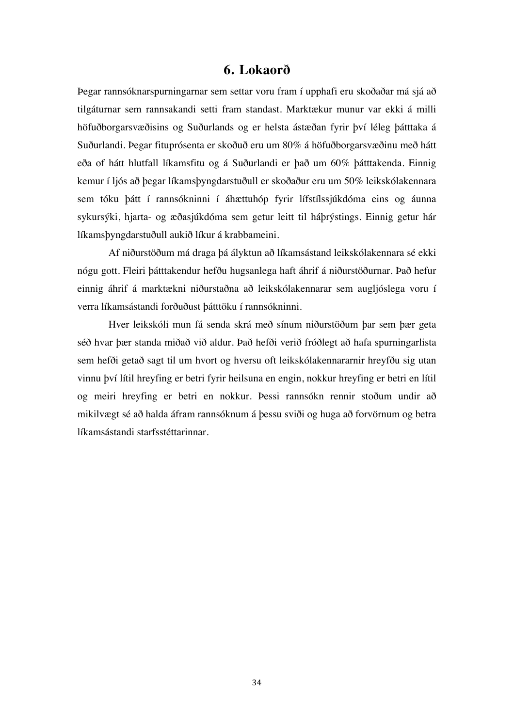# 6. Lokaorð

Þegar rannsóknarspurningarnar sem settar voru fram í upphafi eru skoðaðar má sjá að tilgáturnar sem rannsakandi setti fram standast. Marktækur munur var ekki á milli höfuðborgarsvæðisins og Suðurlands og er helsta ástæðan fyrir því léleg þátttaka á Suðurlandi. Þegar fituprósenta er skoðuð eru um 80% á höfuðborgarsvæðinu með hátt eða of hátt hlutfall líkamsfitu og á Suðurlandi er það um 60% þátttakenda. Einnig kemur í ljós að þegar líkamsþyngdarstuðull er skoðaður eru um 50% leikskólakennara sem tóku þátt í rannsókninni í áhættuhóp fyrir lífstílssjúkdóma eins og áunna sykursýki, hjarta- og æðasjúkdóma sem getur leitt til háþrýstings. Einnig getur hár líkamsþyngdarstuðull aukið líkur á krabbameini.

Af niðurstöðum má draga þá ályktun að líkamsástand leikskólakennara sé ekki nógu gott. Fleiri þátttakendur hefðu hugsanlega haft áhrif á niðurstöðurnar. Það hefur einnig áhrif á marktækni niðurstaðna að leikskólakennarar sem augljóslega voru í verra líkamsástandi forðuðust þátttöku í rannsókninni.

Hver leikskóli mun fá senda skrá með sínum niðurstöðum þar sem þær geta séð hvar þær standa miðað við aldur. Það hefði verið fróðlegt að hafa spurningarlista sem hefði getað sagt til um hvort og hversu oft leikskólakennararnir hreyfðu sig utan vinnu því lítil hreyfing er betri fyrir heilsuna en engin, nokkur hreyfing er betri en lítil og meiri hreyfing er betri en nokkur. Þessi rannsókn rennir stoðum undir að mikilvægt sé að halda áfram rannsóknum á þessu sviði og huga að forvörnum og betra líkamsástandi starfsstéttarinnar.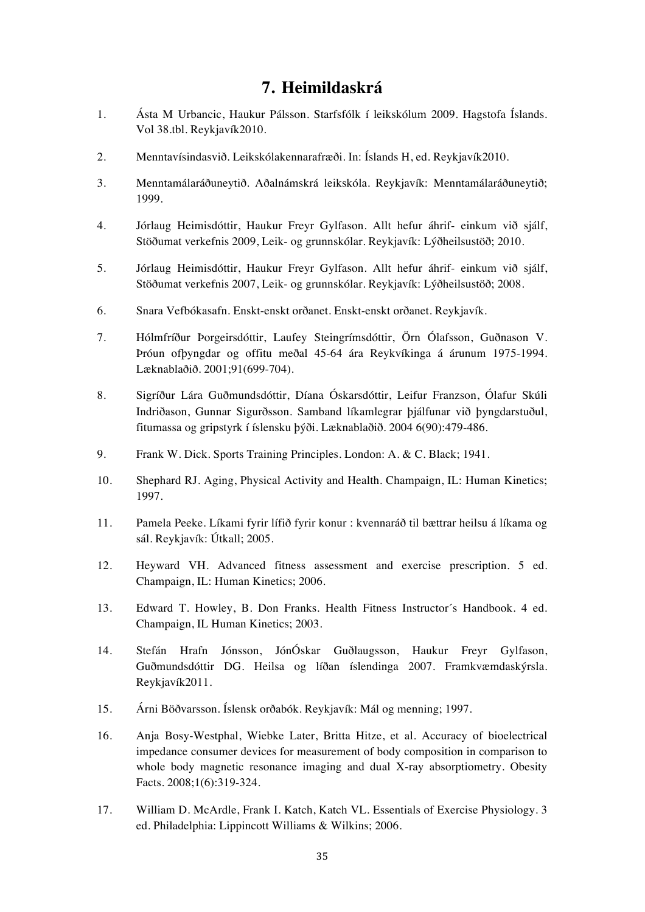# 7. Heimildaskrá

1. Ásta M Urbancic, Haukur Pálsson. Starfsfólk í leikskólum 2009. Hagstofa Íslands. Vol 38.tbl. Reykjavík2010.

2. Menntavísindasvið. Leikskólakennarafræði. In: Íslands H, ed. Reykjavík2010.

3. Menntamálaráðuneytið. Aðalnámskrá leikskóla. Reykjavík: Menntamálaráðuneytið; 1999.

4. Jórlaug Heimisdóttir, Haukur Freyr Gylfason. Allt hefur áhrif- einkum við sjálf, Stöðumat verkefnis 2009, Leik- og grunnskólar. Reykjavík: Lýðheilsustöð; 2010.

5. Jórlaug Heimisdóttir, Haukur Freyr Gylfason. Allt hefur áhrif- einkum við sjálf, Stöðumat verkefnis 2007, Leik- og grunnskólar. Reykjavík: Lýðheilsustöð; 2008.

6. Snara Vefbókasafn. Enskt-enskt orðanet. Enskt-enskt orðanet. Reykjavík.

7. Hólmfríður Þorgeirsdóttir, Laufey Steingrímsdóttir, Örn Ólafsson, Guðnason V. Þróun ofþyngdar og offitu meðal 45-64 ára Reykvíkinga á árunum 1975-1994. Læknablaðið. 2001;91(699-704).

8. Sigríður Lára Guðmundsdóttir, Díana Óskarsdóttir, Leifur Franzson, Ólafur Skúli Indriðason, Gunnar Sigurðsson. Samband líkamlegrar þjálfunar við þyngdarstuðul, fitumassa og gripstyrk í íslensku þýði. Læknablaðið. 2004 6(90):479-486.

9. Frank W. Dick. Sports Training Principles. London: A. & C. Black; 1941.

10. Shephard RJ. Aging, Physical Activity and Health. Champaign, IL: Human Kinetics; 1997.

11. Pamela Peeke. Líkami fyrir lífið fyrir konur : kvennaráð til bættrar heilsu á líkama og sál. Reykjavík: Útkall; 2005.

12. Heyward VH. Advanced fitness assessment and exercise prescription. 5 ed. Champaign, IL: Human Kinetics; 2006.

13. Edward T. Howley, B. Don Franks. Health Fitness Instructor´s Handbook. 4 ed. Champaign, IL Human Kinetics; 2003.

14. Stefán Hrafn Jónsson, JónÓskar Guðlaugsson, Haukur Freyr Gylfason, Guðmundsdóttir DG. Heilsa og líðan íslendinga 2007. Framkvæmdaskýrsla. Reykjavík2011.

15. Árni Böðvarsson. Íslensk orðabók. Reykjavík: Mál og menning; 1997.

16. Anja Bosy-Westphal, Wiebke Later, Britta Hitze, et al. Accuracy of bioelectrical impedance consumer devices for measurement of body composition in comparison to whole body magnetic resonance imaging and dual X-ray absorptiometry. Obesity Facts. 2008;1(6):319-324.

17. William D. McArdle, Frank I. Katch, Katch VL. Essentials of Exercise Physiology. 3 ed. Philadelphia: Lippincott Williams & Wilkins; 2006.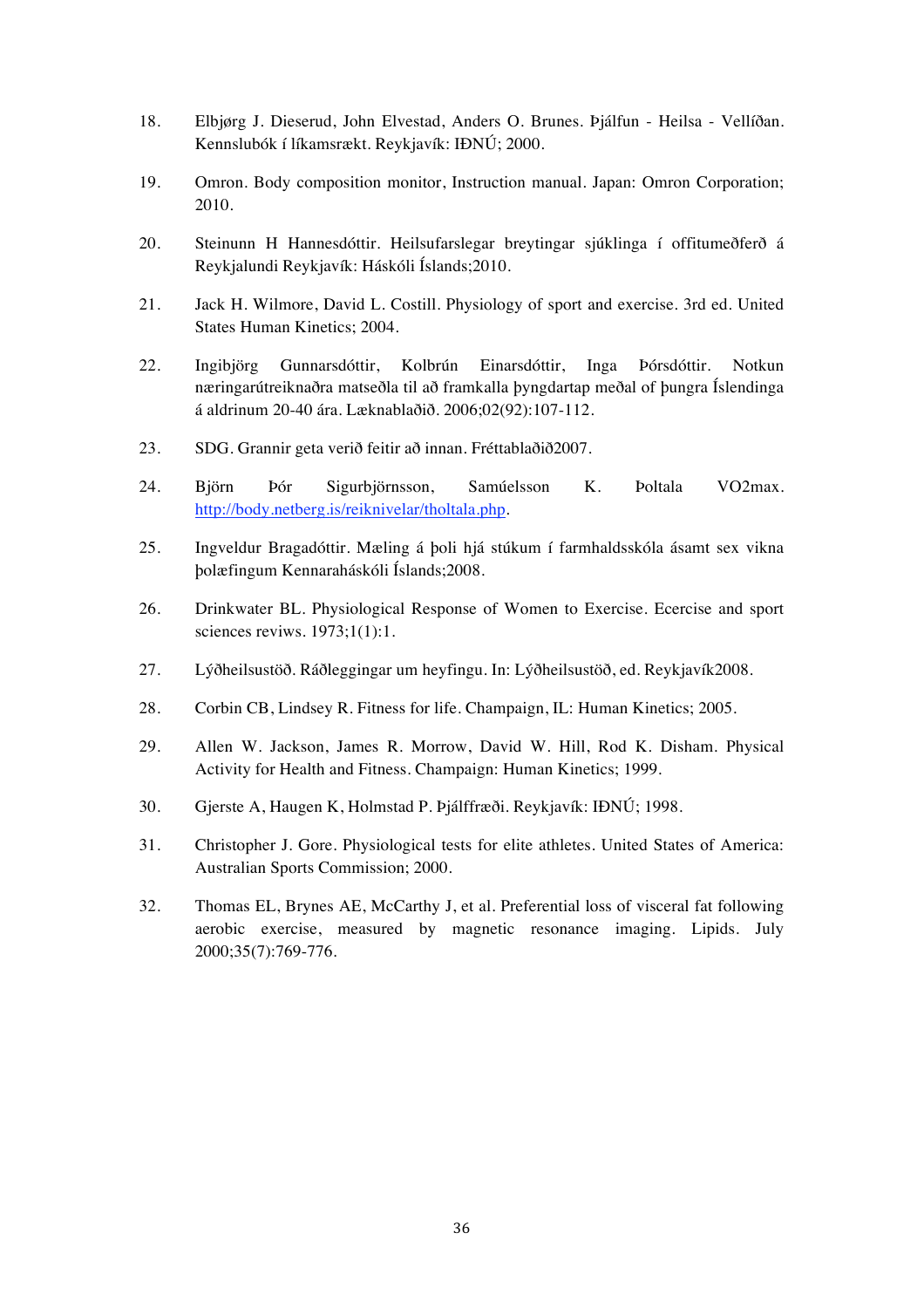18. Elbjørg J. Dieserud, John Elvestad, Anders O. Brunes. Þjálfun - Heilsa - Vellíðan. Kennslubók í líkamsrækt. Reykjavík: IÐNÚ; 2000.

19. Omron. Body composition monitor, Instruction manual. Japan: Omron Corporation; 2010.

20. Steinunn H Hannesdóttir. Heilsufarslegar breytingar sjúklinga í offitumeðferð á Reykjalundi Reykjavík: Háskóli Íslands;2010.

21. Jack H. Wilmore, David L. Costill. Physiology of sport and exercise. 3rd ed. United States Human Kinetics; 2004.

22. Ingibjörg Gunnarsdóttir, Kolbrún Einarsdóttir, Inga Þórsdóttir. Notkun næringarútreiknaðra matseðla til að framkalla þyngdartap meðal of þungra Íslendinga á aldrinum 20-40 ára. Læknablaðið. 2006;02(92):107-112.

23. SDG. Grannir geta verið feitir að innan. Fréttablaðið2007.

24. Björn Þór Sigurbjörnsson, Samúelsson K. Þoltala VO2max. http://body.netberg.is/reiknivelar/tholtala.php.

25. Ingveldur Bragadóttir. Mæling á þoli hjá stúkum í farmhaldsskóla ásamt sex vikna þolæfingum Kennaraháskóli Íslands;2008.

26. Drinkwater BL. Physiological Response of Women to Exercise. Ecercise and sport sciences reviws. 1973;1(1):1.

27. Lýðheilsustöð. Ráðleggingar um heyfingu. In: Lýðheilsustöð, ed. Reykjavík2008.

28. Corbin CB, Lindsey R. Fitness for life. Champaign, IL: Human Kinetics; 2005.

29. Allen W. Jackson, James R. Morrow, David W. Hill, Rod K. Disham. Physical Activity for Health and Fitness. Champaign: Human Kinetics; 1999.

30. Gjerste A, Haugen K, Holmstad P. Þjálffræði. Reykjavík: IÐNÚ; 1998.

31. Christopher J. Gore. Physiological tests for elite athletes. United States of America: Australian Sports Commission; 2000.

32. Thomas EL, Brynes AE, McCarthy J, et al. Preferential loss of visceral fat following aerobic exercise, measured by magnetic resonance imaging. Lipids. July 2000;35(7):769-776.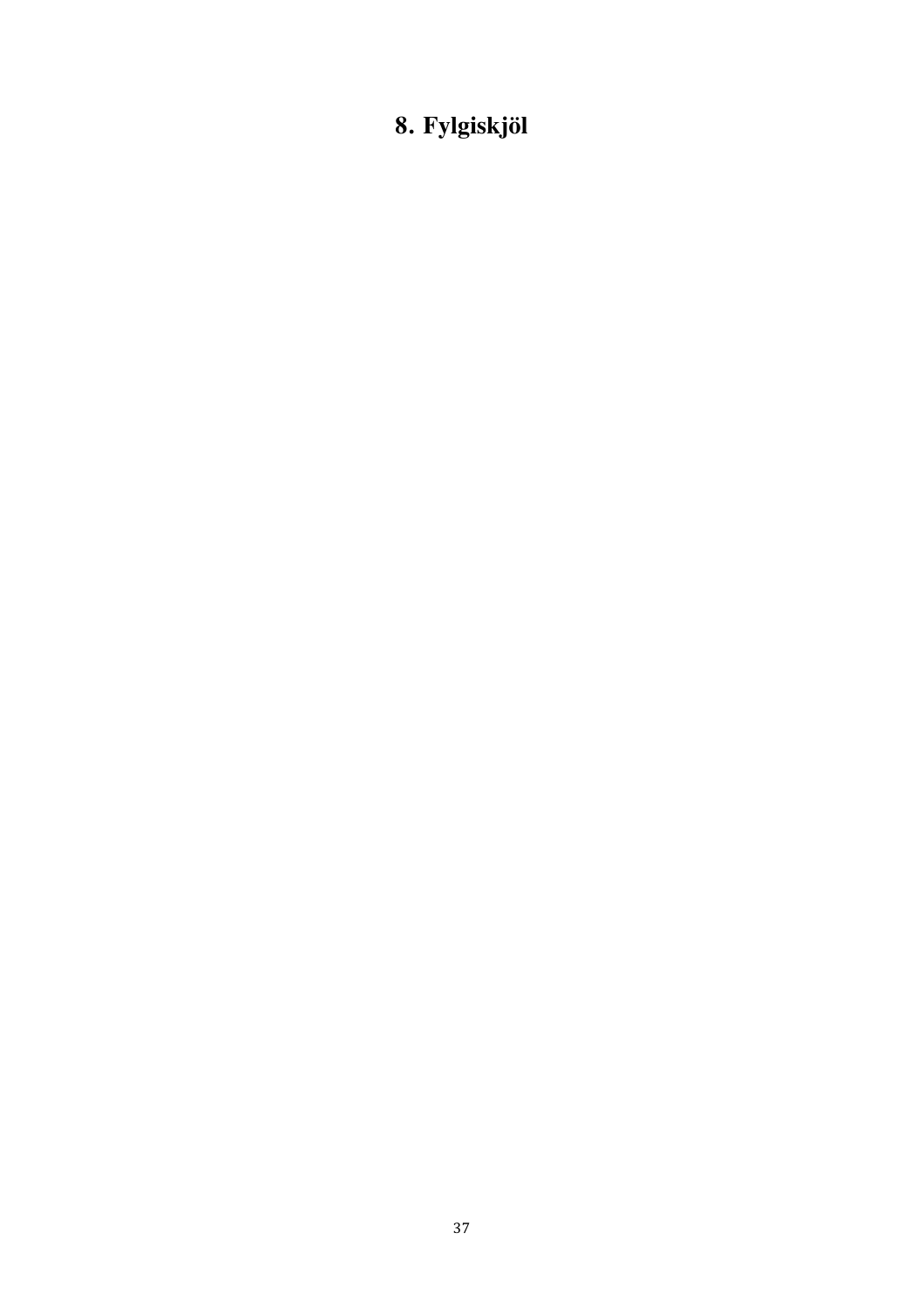# 8. Fylgiskjöl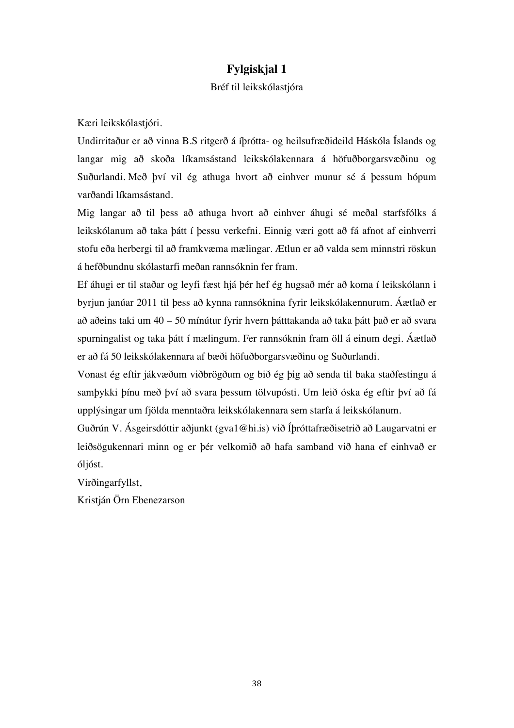# Fylgiskjal 1

Bréf til leikskólastjóra

Kæri leikskólastjóri.

Undirritaður er að vinna B.S ritgerð á íþrótta- og heilsufræðideild Háskóla Íslands og langar mig að skoða líkamsástand leikskólakennara á höfuðborgarsvæðinu og Suðurlandi. Með því vil ég athuga hvort að einhver munur sé á þessum hópum varðandi líkamsástand.

Mig langar að til þess að athuga hvort að einhver áhugi sé meðal starfsfólks á leikskólanum að taka þátt í þessu verkefni. Einnig væri gott að fá afnot af einhverri stofu eða herbergi til að framkvæma mælingar. Ætlun er að valda sem minnstri röskun á hefðbundnu skólastarfi meðan rannsóknin fer fram.

Ef áhugi er til staðar og leyfi fæst hjá þér hef ég hugsað mér að koma í leikskólann i byrjun janúar 2011 til þess að kynna rannsóknina fyrir leikskólakennurum. Áætlað er að aðeins taki um 40 – 50 mínútur fyrir hvern þátttakanda að taka þátt það er að svara spurningalist og taka þátt í mælingum. Fer rannsóknin fram öll á einum degi. Áætlað er að fá 50 leikskólakennara af bæði höfuðborgarsvæðinu og Suðurlandi.

Vonast ég eftir jákvæðum viðbrögðum og bið ég þig að senda til baka staðfestingu á samþykki þínu með því að svara þessum tölvupósti. Um leið óska ég eftir því að fá upplýsingar um fjölda menntaðra leikskólakennara sem starfa á leikskólanum.

Guðrún V. Ásgeirsdóttir aðjunkt (gva1@hi.is) við Íþróttafræðisetrið að Laugarvatni er leiðsögukennari minn og er þér velkomið að hafa samband við hana ef einhvað er óljóst.

Virðingarfyllst,

Kristján Örn Ebenezarson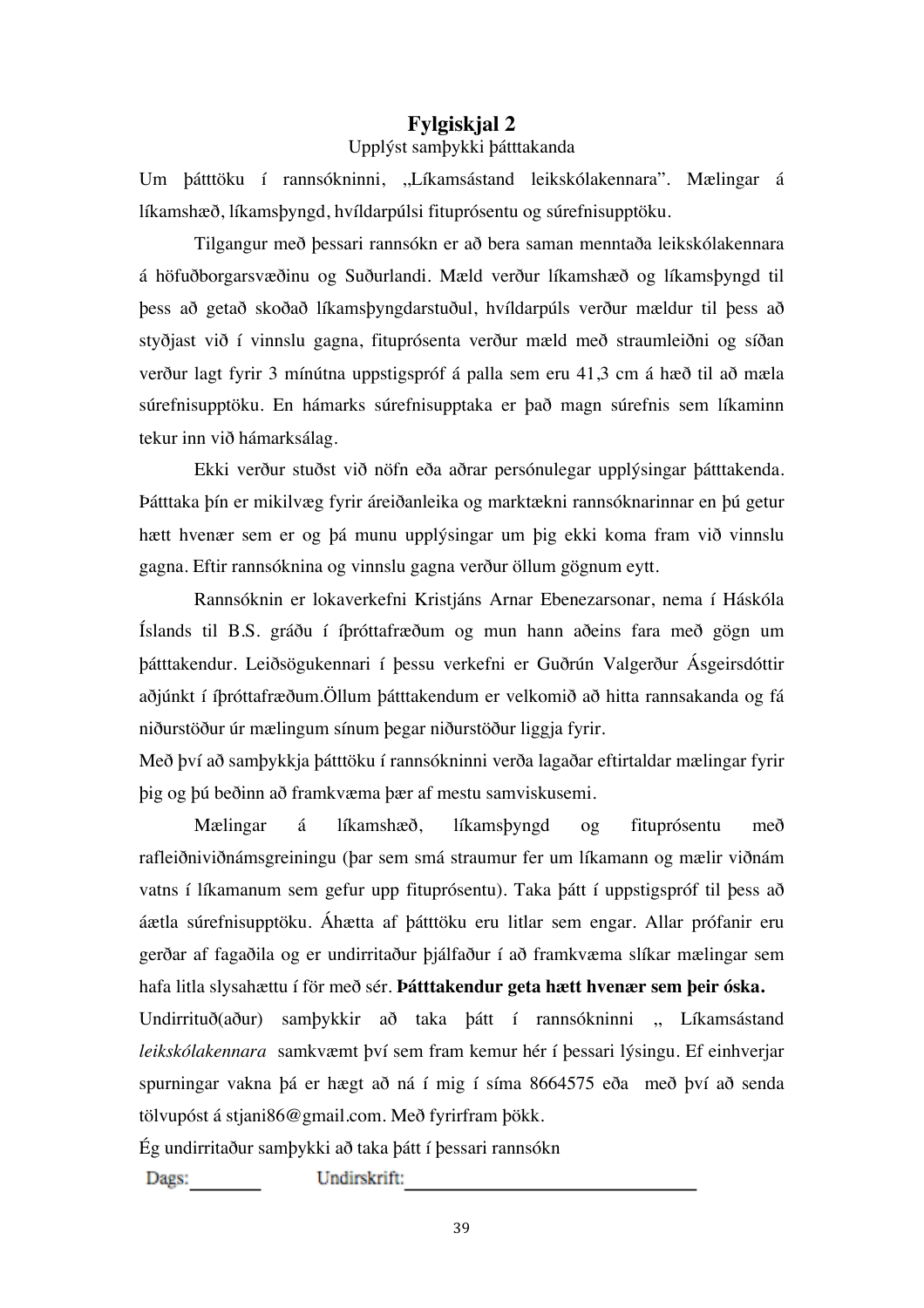# Fylgiskjal 2

Upplýst samþykki þátttakanda

Um þátttöku í rannsókninni, „Líkamsástand leikskólakennara". Mælingar á líkamshæð, líkamsþyngd, hvíldarpúlsi fituprósentu og súrefnisupptöku.

Tilgangur með þessari rannsókn er að bera saman menntaða leikskólakennara á höfuðborgarsvæðinu og Suðurlandi. Mæld verður líkamshæð og líkamsþyngd til þess að getað skoðað líkamsþyngdarstuðul, hvíldarpúls verður mældur til þess að styðjast við í vinnslu gagna, fituprósenta verður mæld með straumleiðni og síðan verður lagt fyrir 3 mínútna uppstigspróf á palla sem eru 41,3 cm á hæð til að mæla súrefnisupptöku. En hámarks súrefnisupptaka er það magn súrefnis sem líkaminn tekur inn við hámarksálag.

Ekki verður stuðst við nöfn eða aðrar persónulegar upplýsingar þátttakenda. Þátttaka þín er mikilvæg fyrir áreiðanleika og marktækni rannsóknarinnar en þú getur hætt hvenær sem er og þá munu upplýsingar um þig ekki koma fram við vinnslu gagna. Eftir rannsóknina og vinnslu gagna verður öllum gögnum eytt.

Rannsóknin er lokaverkefni Kristjáns Arnar Ebenezarsonar, nema í Háskóla Íslands til B.S. gráðu í íþróttafræðum og mun hann aðeins fara með gögn um þátttakendur. Leiðsögukennari í þessu verkefni er Guðrún Valgerður Ásgeirsdóttir aðjúnkt í íþróttafræðum.Öllum þátttakendum er velkomið að hitta rannsakanda og fá niðurstöður úr mælingum sínum þegar niðurstöður liggja fyrir.

Með því að samþykkja þátttöku í rannsókninni verða lagaðar eftirtaldar mælingar fyrir þig og þú beðinn að framkvæma þær af mestu samviskusemi.

Mælingar á líkamshæð, líkamsþyngd og fituprósentu með rafleiðniviðnámsgreiningu (þar sem smá straumur fer um líkamann og mælir viðnám vatns í líkamanum sem gefur upp fituprósentu). Taka þátt í uppstigspróf til þess að áætla súrefnisupptöku. Áhætta af þátttöku eru litlar sem engar. Allar prófanir eru gerðar af fagaðila og er undirritaður þjálfaður í að framkvæma slíkar mælingar sem hafa litla slysahættu í för með sér. **Þátttakendur geta hætt hvenær sem þeir óska.**

Undirrituð(aður) samþykkir að taka þátt í rannsókninni „ Líkamsástand *leikskólakennara* samkvæmt því sem fram kemur hér í þessari lýsingu. Ef einhverjar spurningar vakna þá er hægt að ná í mig í síma 8664575 eða með því að senda tölvupóst á stjani86@gmail.com. Með fyrirfram þökk.

Ég undirritaður samþykki að taka þátt í þessari rannsókn

Dags:________ Undirskrift:________________________________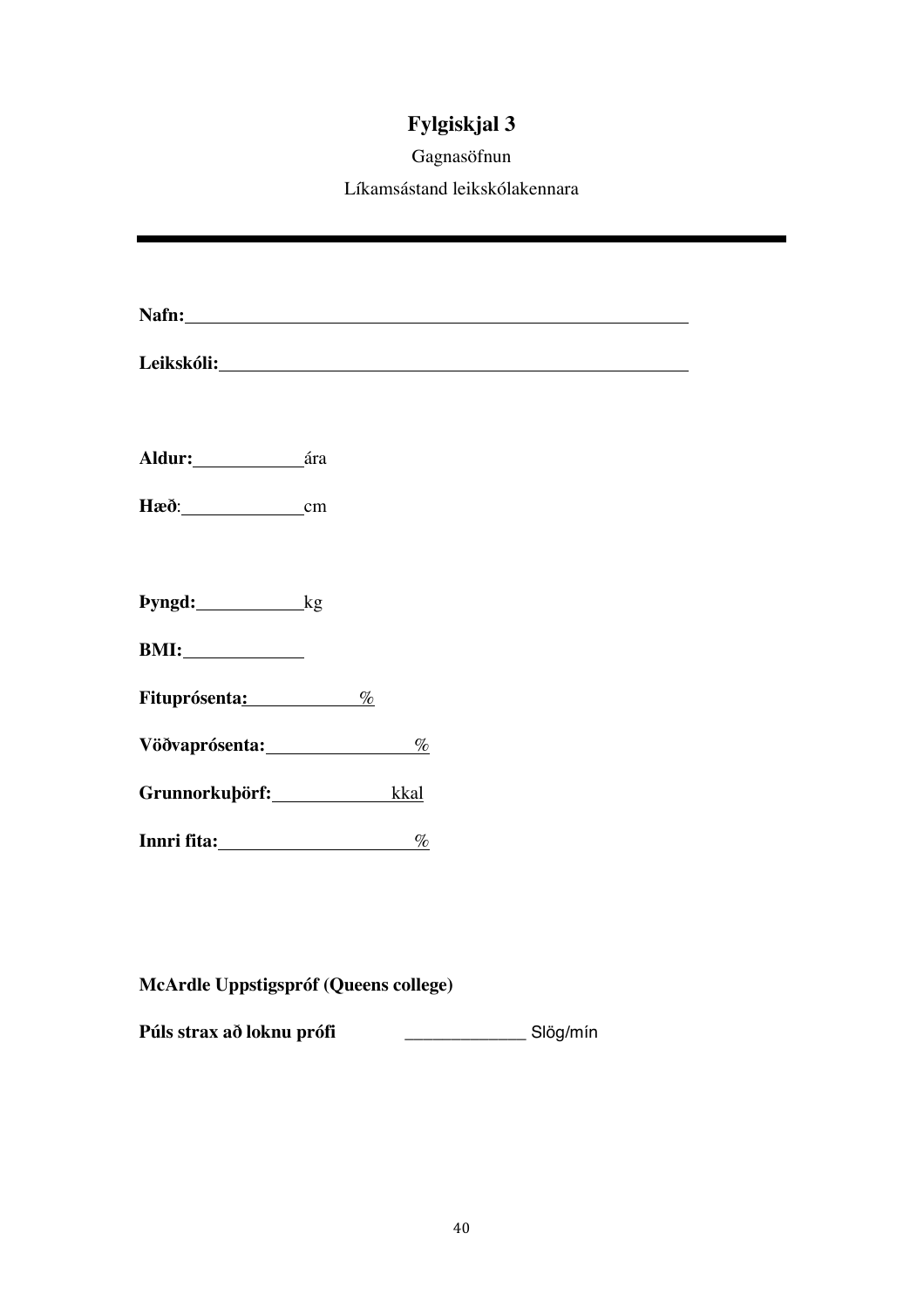# Fylgiskjal 3

Gagnasöfnun

Líkamsástand leikskólakennara

---

**Nafn:**\_\_\_\_\_\_\_\_\_\_\_\_\_\_\_\_\_\_\_\_\_\_\_\_\_\_\_\_\_\_\_\_\_\_\_\_\_\_\_\_\_\_\_\_\_\_\_\_

**Leikskóli:**\_\_\_\_\_\_\_\_\_\_\_\_\_\_\_\_\_\_\_\_\_\_\_\_\_\_\_\_\_\_\_\_\_\_\_\_\_\_\_\_\_\_\_\_

**Aldur:**\_\_\_\_\_\_\_\_\_\_ára

**Hæð**:\_\_\_\_\_\_\_\_\_\_\_cm

**Þyngd:**\_\_\_\_\_\_\_\_\_\_kg

**BMI:**\_\_\_\_\_\_\_\_\_\_\_

**Fituprósenta:**\_\_\_\_\_\_\_\_\_\_%

**Vöðvaprósenta:**\_\_\_\_\_\_\_\_\_\_\_\_\_%

**Grunnorkuþörf:**\_\_\_\_\_\_\_\_\_\_\_kkal

**Innri fita:**\_\_\_\_\_\_\_\_\_\_\_\_\_\_\_\_\_\_%

**McArdle Uppstigspróf (Queens college)**

**Púls strax að loknu prófi** \_\_\_\_\_\_\_\_\_\_\_\_\_\_ Slög/mín